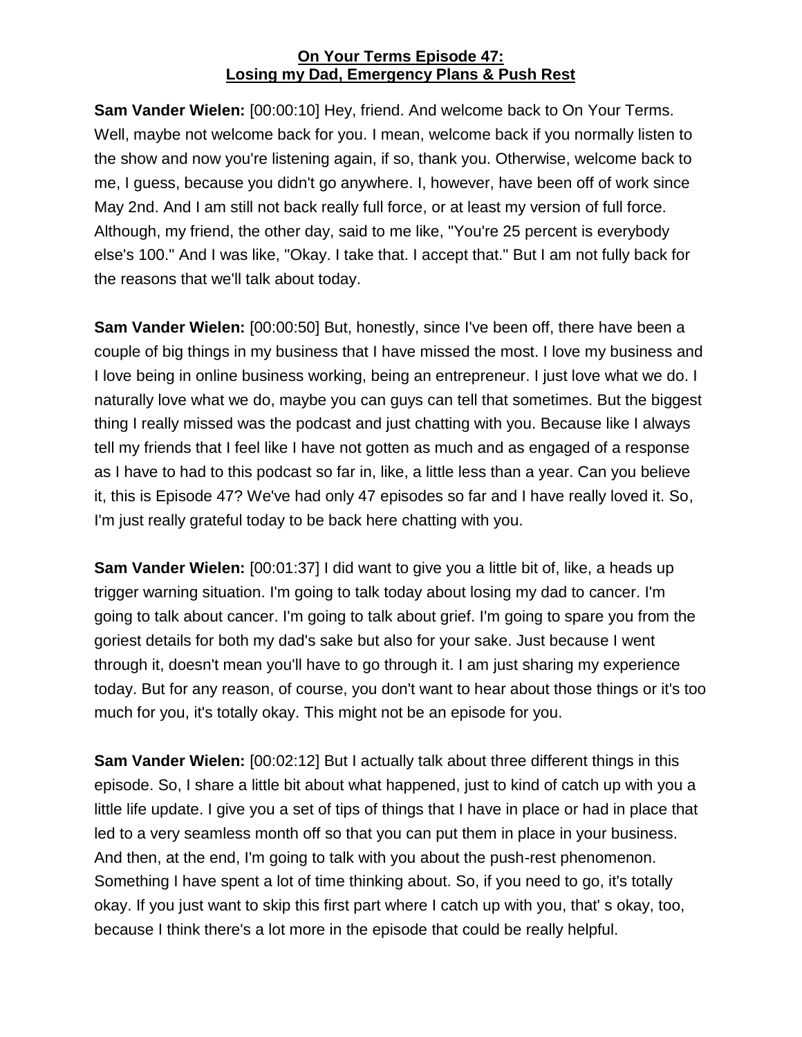**On Your Terms Episode 47:**
**Losing my Dad, Emergency Plans & Push Rest**

**Sam Vander Wielen:** [00:00:10] Hey, friend. And welcome back to On Your Terms. Well, maybe not welcome back for you. I mean, welcome back if you normally listen to the show and now you're listening again, if so, thank you. Otherwise, welcome back to me, I guess, because you didn't go anywhere. I, however, have been off of work since May 2nd. And I am still not back really full force, or at least my version of full force. Although, my friend, the other day, said to me like, "You're 25 percent is everybody else's 100." And I was like, "Okay. I take that. I accept that." But I am not fully back for the reasons that we'll talk about today.

**Sam Vander Wielen:** [00:00:50] But, honestly, since I've been off, there have been a couple of big things in my business that I have missed the most. I love my business and I love being in online business working, being an entrepreneur. I just love what we do. I naturally love what we do, maybe you can guys can tell that sometimes. But the biggest thing I really missed was the podcast and just chatting with you. Because like I always tell my friends that I feel like I have not gotten as much and as engaged of a response as I have to had to this podcast so far in, like, a little less than a year. Can you believe it, this is Episode 47? We've had only 47 episodes so far and I have really loved it. So, I'm just really grateful today to be back here chatting with you.

**Sam Vander Wielen:** [00:01:37] I did want to give you a little bit of, like, a heads up trigger warning situation. I'm going to talk today about losing my dad to cancer. I'm going to talk about cancer. I'm going to talk about grief. I'm going to spare you from the goriest details for both my dad's sake but also for your sake. Just because I went through it, doesn't mean you'll have to go through it. I am just sharing my experience today. But for any reason, of course, you don't want to hear about those things or it's too much for you, it's totally okay. This might not be an episode for you.

**Sam Vander Wielen:** [00:02:12] But I actually talk about three different things in this episode. So, I share a little bit about what happened, just to kind of catch up with you a little life update. I give you a set of tips of things that I have in place or had in place that led to a very seamless month off so that you can put them in place in your business. And then, at the end, I'm going to talk with you about the push-rest phenomenon. Something I have spent a lot of time thinking about. So, if you need to go, it's totally okay. If you just want to skip this first part where I catch up with you, that' s okay, too, because I think there's a lot more in the episode that could be really helpful.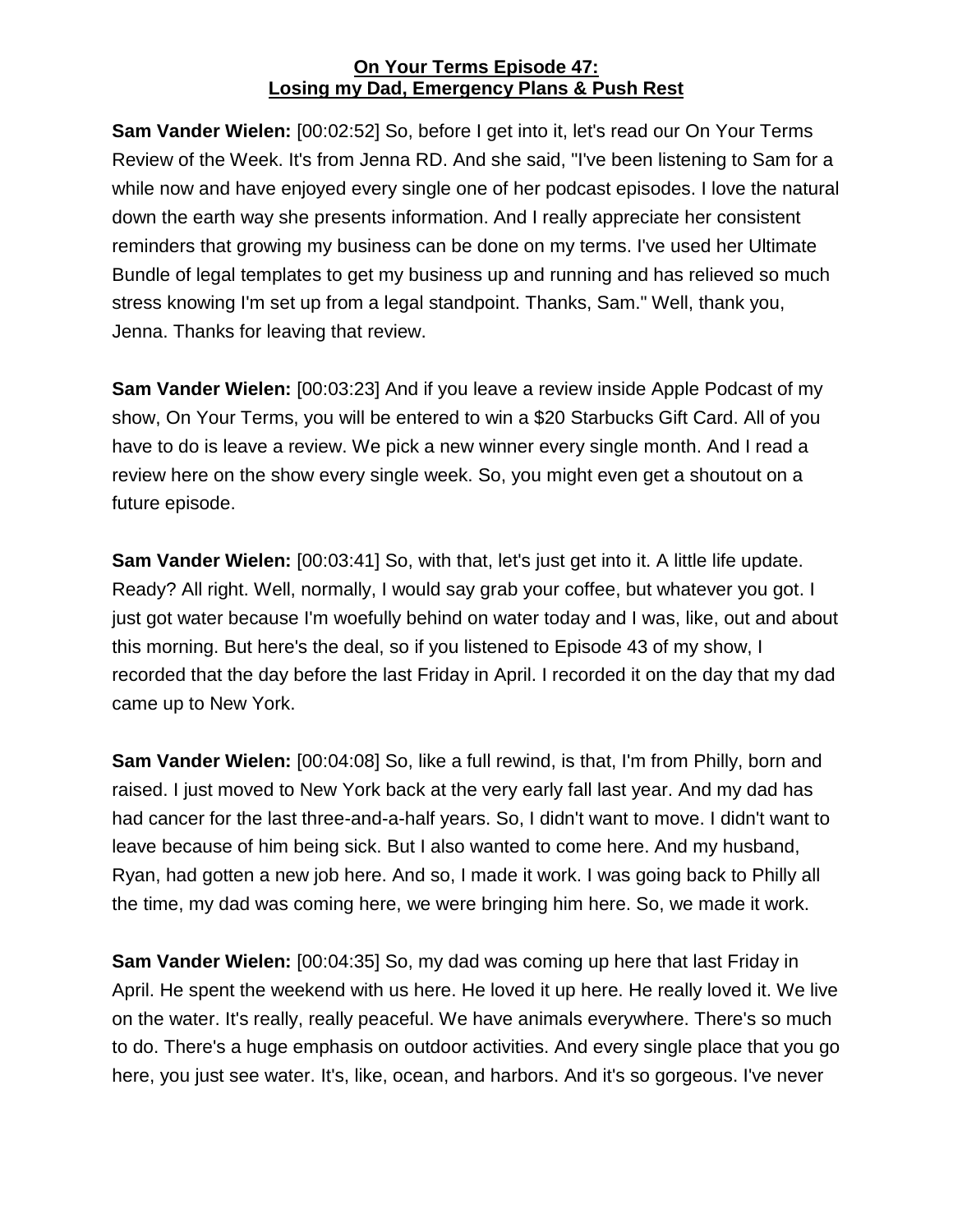**On Your Terms Episode 47:**
**Losing my Dad, Emergency Plans & Push Rest**

**Sam Vander Wielen:** [00:02:52] So, before I get into it, let's read our On Your Terms Review of the Week. It's from Jenna RD. And she said, "I've been listening to Sam for a while now and have enjoyed every single one of her podcast episodes. I love the natural down the earth way she presents information. And I really appreciate her consistent reminders that growing my business can be done on my terms. I've used her Ultimate Bundle of legal templates to get my business up and running and has relieved so much stress knowing I'm set up from a legal standpoint. Thanks, Sam." Well, thank you, Jenna. Thanks for leaving that review.

**Sam Vander Wielen:** [00:03:23] And if you leave a review inside Apple Podcast of my show, On Your Terms, you will be entered to win a $20 Starbucks Gift Card. All of you have to do is leave a review. We pick a new winner every single month. And I read a review here on the show every single week. So, you might even get a shoutout on a future episode.

**Sam Vander Wielen:** [00:03:41] So, with that, let's just get into it. A little life update. Ready? All right. Well, normally, I would say grab your coffee, but whatever you got. I just got water because I'm woefully behind on water today and I was, like, out and about this morning. But here's the deal, so if you listened to Episode 43 of my show, I recorded that the day before the last Friday in April. I recorded it on the day that my dad came up to New York.

**Sam Vander Wielen:** [00:04:08] So, like a full rewind, is that, I'm from Philly, born and raised. I just moved to New York back at the very early fall last year. And my dad has had cancer for the last three-and-a-half years. So, I didn't want to move. I didn't want to leave because of him being sick. But I also wanted to come here. And my husband, Ryan, had gotten a new job here. And so, I made it work. I was going back to Philly all the time, my dad was coming here, we were bringing him here. So, we made it work.

**Sam Vander Wielen:** [00:04:35] So, my dad was coming up here that last Friday in April. He spent the weekend with us here. He loved it up here. He really loved it. We live on the water. It's really, really peaceful. We have animals everywhere. There's so much to do. There's a huge emphasis on outdoor activities. And every single place that you go here, you just see water. It's, like, ocean, and harbors. And it's so gorgeous. I've never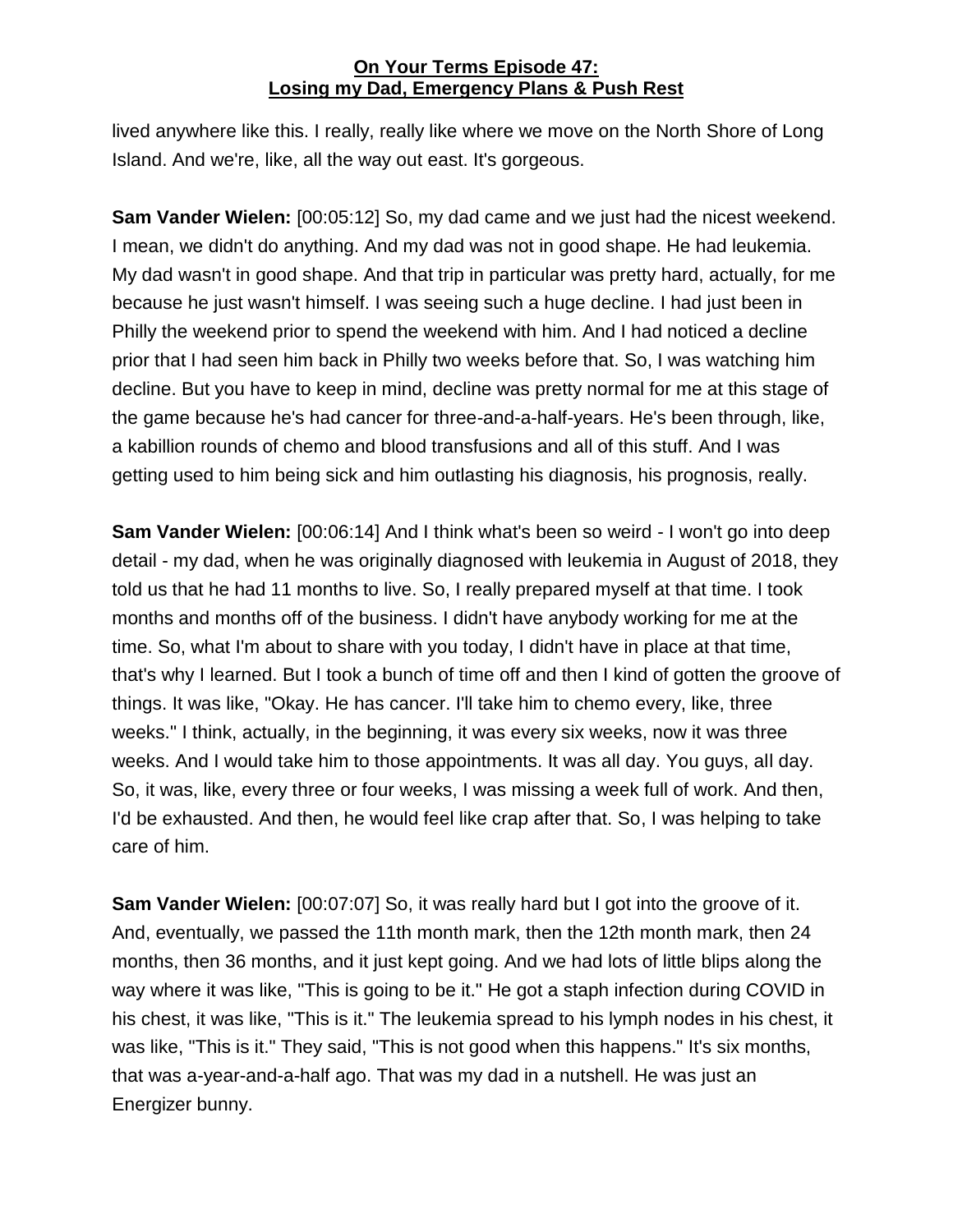lived anywhere like this. I really, really like where we move on the North Shore of Long Island. And we're, like, all the way out east. It's gorgeous.

**Sam Vander Wielen:** [00:05:12] So, my dad came and we just had the nicest weekend. I mean, we didn't do anything. And my dad was not in good shape. He had leukemia. My dad wasn't in good shape. And that trip in particular was pretty hard, actually, for me because he just wasn't himself. I was seeing such a huge decline. I had just been in Philly the weekend prior to spend the weekend with him. And I had noticed a decline prior that I had seen him back in Philly two weeks before that. So, I was watching him decline. But you have to keep in mind, decline was pretty normal for me at this stage of the game because he's had cancer for three-and-a-half-years. He's been through, like, a kabillion rounds of chemo and blood transfusions and all of this stuff. And I was getting used to him being sick and him outlasting his diagnosis, his prognosis, really.

**Sam Vander Wielen:** [00:06:14] And I think what's been so weird - I won't go into deep detail - my dad, when he was originally diagnosed with leukemia in August of 2018, they told us that he had 11 months to live. So, I really prepared myself at that time. I took months and months off of the business. I didn't have anybody working for me at the time. So, what I'm about to share with you today, I didn't have in place at that time, that's why I learned. But I took a bunch of time off and then I kind of gotten the groove of things. It was like, "Okay. He has cancer. I'll take him to chemo every, like, three weeks." I think, actually, in the beginning, it was every six weeks, now it was three weeks. And I would take him to those appointments. It was all day. You guys, all day. So, it was, like, every three or four weeks, I was missing a week full of work. And then, I'd be exhausted. And then, he would feel like crap after that. So, I was helping to take care of him.

**Sam Vander Wielen:** [00:07:07] So, it was really hard but I got into the groove of it. And, eventually, we passed the 11th month mark, then the 12th month mark, then 24 months, then 36 months, and it just kept going. And we had lots of little blips along the way where it was like, "This is going to be it." He got a staph infection during COVID in his chest, it was like, "This is it." The leukemia spread to his lymph nodes in his chest, it was like, "This is it." They said, "This is not good when this happens." It's six months, that was a-year-and-a-half ago. That was my dad in a nutshell. He was just an Energizer bunny.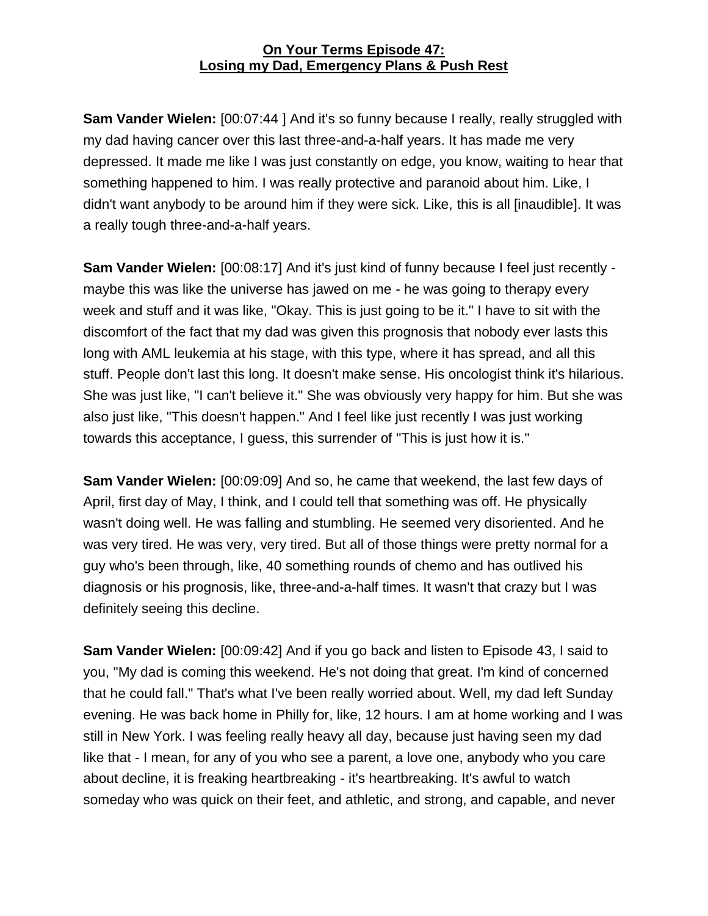**On Your Terms Episode 47:**
**Losing my Dad, Emergency Plans & Push Rest**

**Sam Vander Wielen:** [00:07:44 ] And it's so funny because I really, really struggled with my dad having cancer over this last three-and-a-half years. It has made me very depressed. It made me like I was just constantly on edge, you know, waiting to hear that something happened to him. I was really protective and paranoid about him. Like, I didn't want anybody to be around him if they were sick. Like, this is all [inaudible]. It was a really tough three-and-a-half years.

**Sam Vander Wielen:** [00:08:17] And it's just kind of funny because I feel just recently - maybe this was like the universe has jawed on me - he was going to therapy every week and stuff and it was like, "Okay. This is just going to be it." I have to sit with the discomfort of the fact that my dad was given this prognosis that nobody ever lasts this long with AML leukemia at his stage, with this type, where it has spread, and all this stuff. People don't last this long. It doesn't make sense. His oncologist think it's hilarious. She was just like, "I can't believe it." She was obviously very happy for him. But she was also just like, "This doesn't happen." And I feel like just recently I was just working towards this acceptance, I guess, this surrender of "This is just how it is."

**Sam Vander Wielen:** [00:09:09] And so, he came that weekend, the last few days of April, first day of May, I think, and I could tell that something was off. He physically wasn't doing well. He was falling and stumbling. He seemed very disoriented. And he was very tired. He was very, very tired. But all of those things were pretty normal for a guy who's been through, like, 40 something rounds of chemo and has outlived his diagnosis or his prognosis, like, three-and-a-half times. It wasn't that crazy but I was definitely seeing this decline.

**Sam Vander Wielen:** [00:09:42] And if you go back and listen to Episode 43, I said to you, "My dad is coming this weekend. He's not doing that great. I'm kind of concerned that he could fall." That's what I've been really worried about. Well, my dad left Sunday evening. He was back home in Philly for, like, 12 hours. I am at home working and I was still in New York. I was feeling really heavy all day, because just having seen my dad like that - I mean, for any of you who see a parent, a love one, anybody who you care about decline, it is freaking heartbreaking - it's heartbreaking. It's awful to watch someday who was quick on their feet, and athletic, and strong, and capable, and never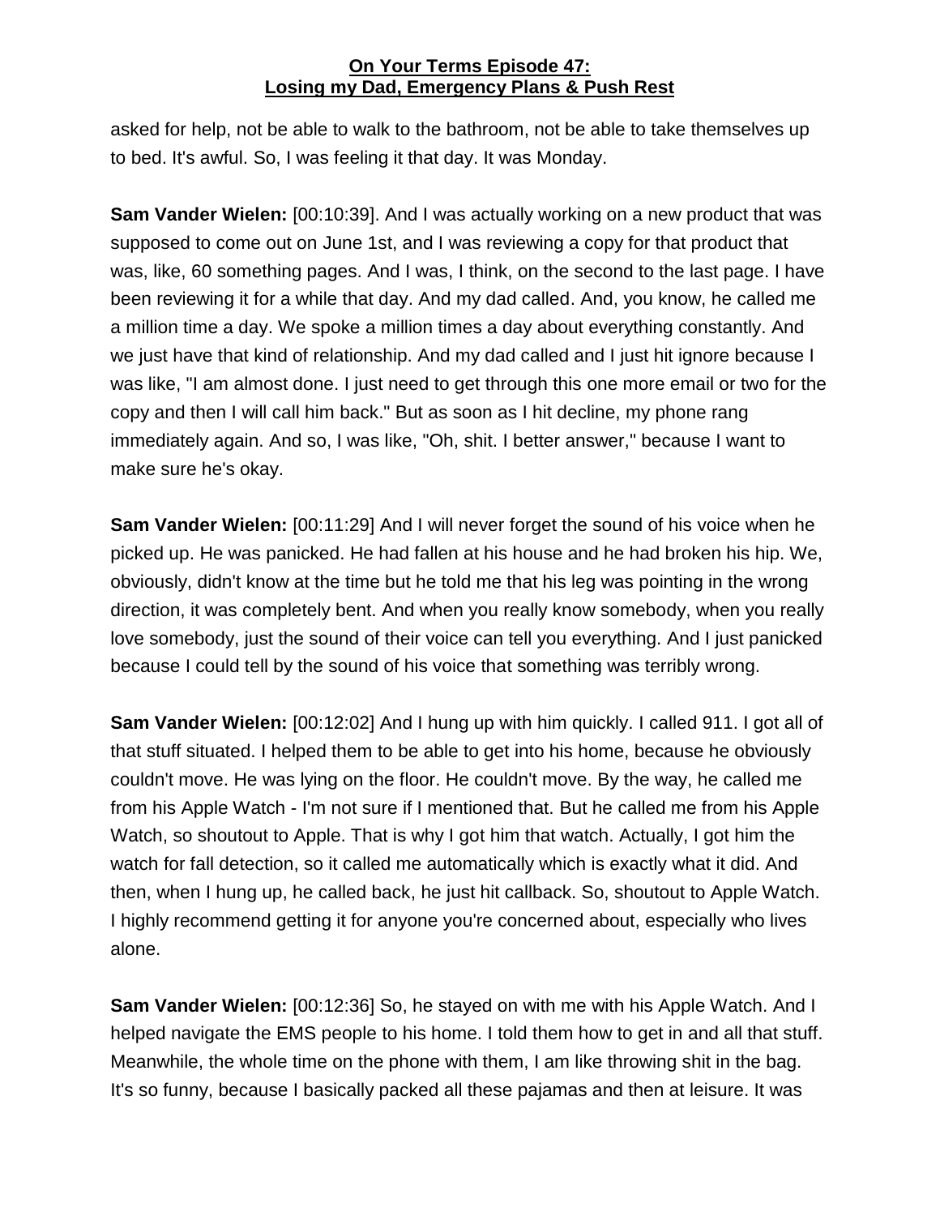asked for help, not be able to walk to the bathroom, not be able to take themselves up to bed. It's awful. So, I was feeling it that day. It was Monday.

**Sam Vander Wielen:** [00:10:39]. And I was actually working on a new product that was supposed to come out on June 1st, and I was reviewing a copy for that product that was, like, 60 something pages. And I was, I think, on the second to the last page. I have been reviewing it for a while that day. And my dad called. And, you know, he called me a million time a day. We spoke a million times a day about everything constantly. And we just have that kind of relationship. And my dad called and I just hit ignore because I was like, "I am almost done. I just need to get through this one more email or two for the copy and then I will call him back." But as soon as I hit decline, my phone rang immediately again. And so, I was like, "Oh, shit. I better answer," because I want to make sure he's okay.

**Sam Vander Wielen:** [00:11:29] And I will never forget the sound of his voice when he picked up. He was panicked. He had fallen at his house and he had broken his hip. We, obviously, didn't know at the time but he told me that his leg was pointing in the wrong direction, it was completely bent. And when you really know somebody, when you really love somebody, just the sound of their voice can tell you everything. And I just panicked because I could tell by the sound of his voice that something was terribly wrong.

**Sam Vander Wielen:** [00:12:02] And I hung up with him quickly. I called 911. I got all of that stuff situated. I helped them to be able to get into his home, because he obviously couldn't move. He was lying on the floor. He couldn't move. By the way, he called me from his Apple Watch - I'm not sure if I mentioned that. But he called me from his Apple Watch, so shoutout to Apple. That is why I got him that watch. Actually, I got him the watch for fall detection, so it called me automatically which is exactly what it did. And then, when I hung up, he called back, he just hit callback. So, shoutout to Apple Watch. I highly recommend getting it for anyone you're concerned about, especially who lives alone.

**Sam Vander Wielen:** [00:12:36] So, he stayed on with me with his Apple Watch. And I helped navigate the EMS people to his home. I told them how to get in and all that stuff. Meanwhile, the whole time on the phone with them, I am like throwing shit in the bag. It's so funny, because I basically packed all these pajamas and then at leisure. It was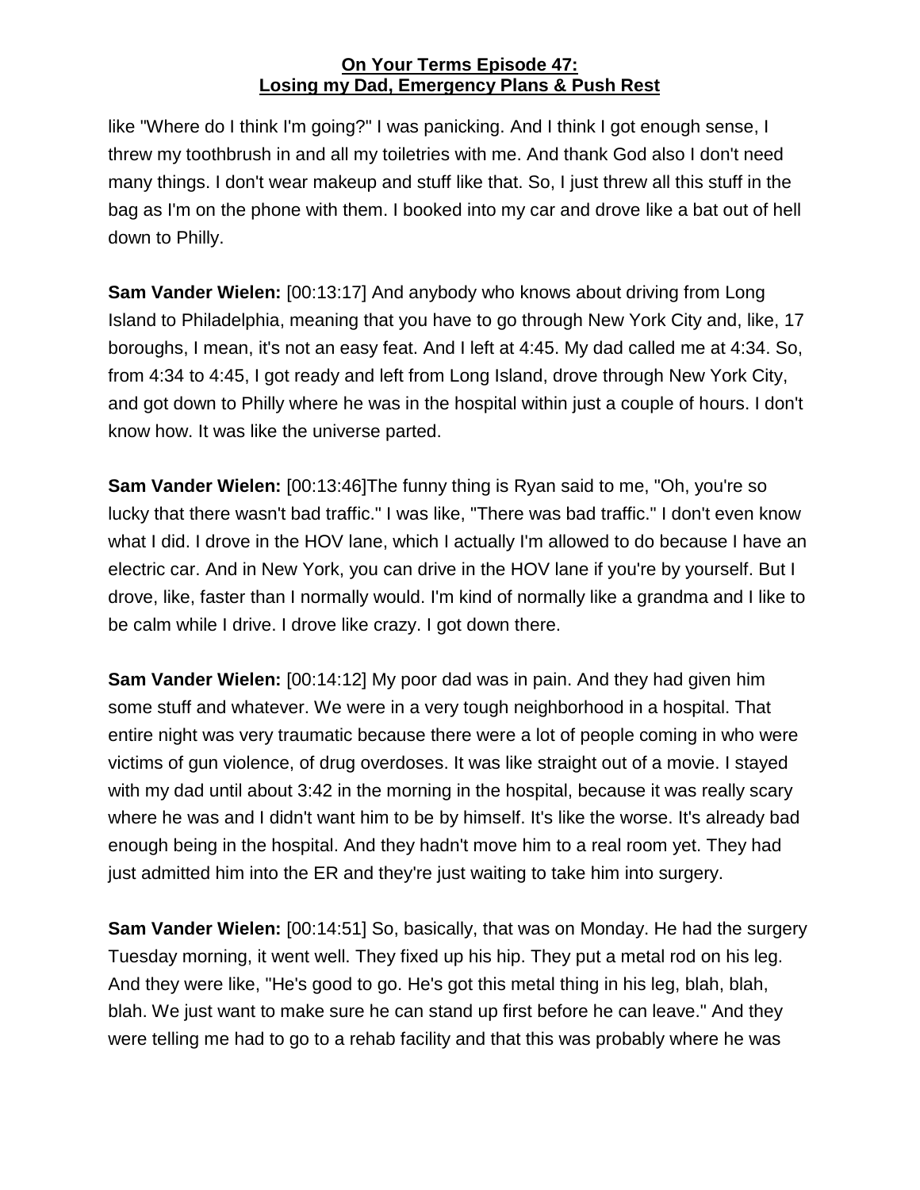like "Where do I think I'm going?" I was panicking. And I think I got enough sense, I threw my toothbrush in and all my toiletries with me. And thank God also I don't need many things. I don't wear makeup and stuff like that. So, I just threw all this stuff in the bag as I'm on the phone with them. I booked into my car and drove like a bat out of hell down to Philly.

**Sam Vander Wielen:** [00:13:17] And anybody who knows about driving from Long Island to Philadelphia, meaning that you have to go through New York City and, like, 17 boroughs, I mean, it's not an easy feat. And I left at 4:45. My dad called me at 4:34. So, from 4:34 to 4:45, I got ready and left from Long Island, drove through New York City, and got down to Philly where he was in the hospital within just a couple of hours. I don't know how. It was like the universe parted.

**Sam Vander Wielen:** [00:13:46]The funny thing is Ryan said to me, "Oh, you're so lucky that there wasn't bad traffic." I was like, "There was bad traffic." I don't even know what I did. I drove in the HOV lane, which I actually I'm allowed to do because I have an electric car. And in New York, you can drive in the HOV lane if you're by yourself. But I drove, like, faster than I normally would. I'm kind of normally like a grandma and I like to be calm while I drive. I drove like crazy. I got down there.

**Sam Vander Wielen:** [00:14:12] My poor dad was in pain. And they had given him some stuff and whatever. We were in a very tough neighborhood in a hospital. That entire night was very traumatic because there were a lot of people coming in who were victims of gun violence, of drug overdoses. It was like straight out of a movie. I stayed with my dad until about 3:42 in the morning in the hospital, because it was really scary where he was and I didn't want him to be by himself. It's like the worse. It's already bad enough being in the hospital. And they hadn't move him to a real room yet. They had just admitted him into the ER and they're just waiting to take him into surgery.

**Sam Vander Wielen:** [00:14:51] So, basically, that was on Monday. He had the surgery Tuesday morning, it went well. They fixed up his hip. They put a metal rod on his leg. And they were like, "He's good to go. He's got this metal thing in his leg, blah, blah, blah. We just want to make sure he can stand up first before he can leave." And they were telling me had to go to a rehab facility and that this was probably where he was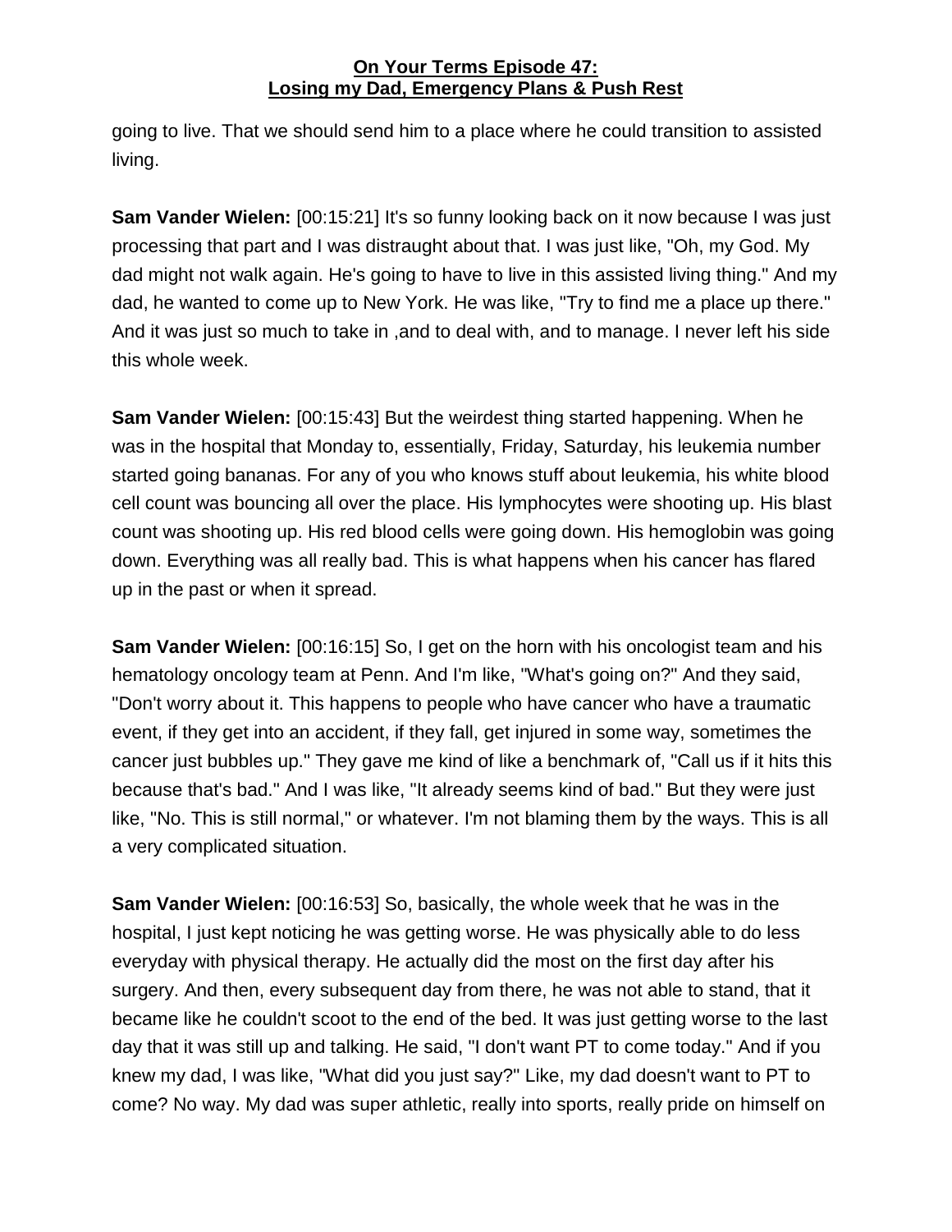going to live. That we should send him to a place where he could transition to assisted living.

**Sam Vander Wielen:** [00:15:21] It's so funny looking back on it now because I was just processing that part and I was distraught about that. I was just like, "Oh, my God. My dad might not walk again. He's going to have to live in this assisted living thing." And my dad, he wanted to come up to New York. He was like, "Try to find me a place up there." And it was just so much to take in ,and to deal with, and to manage. I never left his side this whole week.

**Sam Vander Wielen:** [00:15:43] But the weirdest thing started happening. When he was in the hospital that Monday to, essentially, Friday, Saturday, his leukemia number started going bananas. For any of you who knows stuff about leukemia, his white blood cell count was bouncing all over the place. His lymphocytes were shooting up. His blast count was shooting up. His red blood cells were going down. His hemoglobin was going down. Everything was all really bad. This is what happens when his cancer has flared up in the past or when it spread.

**Sam Vander Wielen:** [00:16:15] So, I get on the horn with his oncologist team and his hematology oncology team at Penn. And I'm like, "What's going on?" And they said, "Don't worry about it. This happens to people who have cancer who have a traumatic event, if they get into an accident, if they fall, get injured in some way, sometimes the cancer just bubbles up." They gave me kind of like a benchmark of, "Call us if it hits this because that's bad." And I was like, "It already seems kind of bad." But they were just like, "No. This is still normal," or whatever. I'm not blaming them by the ways. This is all a very complicated situation.

**Sam Vander Wielen:** [00:16:53] So, basically, the whole week that he was in the hospital, I just kept noticing he was getting worse. He was physically able to do less everyday with physical therapy. He actually did the most on the first day after his surgery. And then, every subsequent day from there, he was not able to stand, that it became like he couldn't scoot to the end of the bed. It was just getting worse to the last day that it was still up and talking. He said, "I don't want PT to come today." And if you knew my dad, I was like, "What did you just say?" Like, my dad doesn't want to PT to come? No way. My dad was super athletic, really into sports, really pride on himself on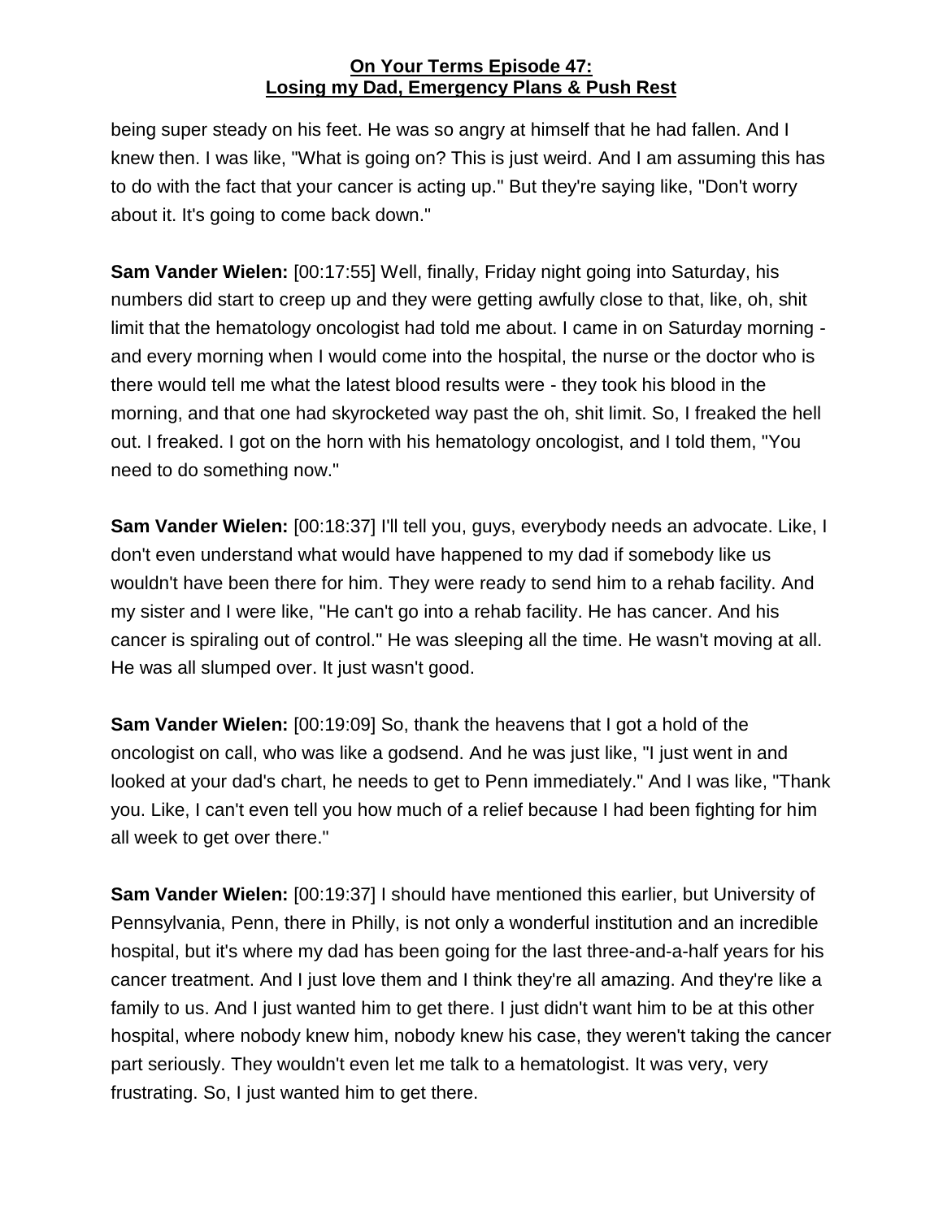being super steady on his feet. He was so angry at himself that he had fallen. And I knew then. I was like, "What is going on? This is just weird. And I am assuming this has to do with the fact that your cancer is acting up." But they're saying like, "Don't worry about it. It's going to come back down."

**Sam Vander Wielen:** [00:17:55] Well, finally, Friday night going into Saturday, his numbers did start to creep up and they were getting awfully close to that, like, oh, shit limit that the hematology oncologist had told me about. I came in on Saturday morning - and every morning when I would come into the hospital, the nurse or the doctor who is there would tell me what the latest blood results were - they took his blood in the morning, and that one had skyrocketed way past the oh, shit limit. So, I freaked the hell out. I freaked. I got on the horn with his hematology oncologist, and I told them, "You need to do something now."

**Sam Vander Wielen:** [00:18:37] I'll tell you, guys, everybody needs an advocate. Like, I don't even understand what would have happened to my dad if somebody like us wouldn't have been there for him. They were ready to send him to a rehab facility. And my sister and I were like, "He can't go into a rehab facility. He has cancer. And his cancer is spiraling out of control." He was sleeping all the time. He wasn't moving at all. He was all slumped over. It just wasn't good.

**Sam Vander Wielen:** [00:19:09] So, thank the heavens that I got a hold of the oncologist on call, who was like a godsend. And he was just like, "I just went in and looked at your dad's chart, he needs to get to Penn immediately." And I was like, "Thank you. Like, I can't even tell you how much of a relief because I had been fighting for him all week to get over there."

**Sam Vander Wielen:** [00:19:37] I should have mentioned this earlier, but University of Pennsylvania, Penn, there in Philly, is not only a wonderful institution and an incredible hospital, but it's where my dad has been going for the last three-and-a-half years for his cancer treatment. And I just love them and I think they're all amazing. And they're like a family to us. And I just wanted him to get there. I just didn't want him to be at this other hospital, where nobody knew him, nobody knew his case, they weren't taking the cancer part seriously. They wouldn't even let me talk to a hematologist. It was very, very frustrating. So, I just wanted him to get there.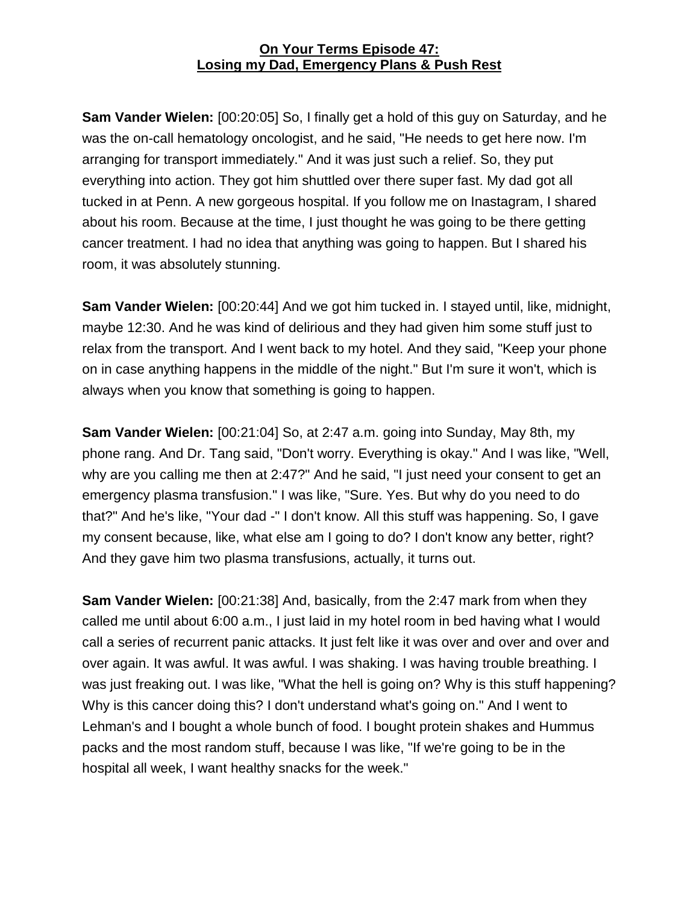**On Your Terms Episode 47:**
**Losing my Dad, Emergency Plans & Push Rest**

**Sam Vander Wielen:** [00:20:05] So, I finally get a hold of this guy on Saturday, and he was the on-call hematology oncologist, and he said, "He needs to get here now. I'm arranging for transport immediately." And it was just such a relief. So, they put everything into action. They got him shuttled over there super fast. My dad got all tucked in at Penn. A new gorgeous hospital. If you follow me on Inastagram, I shared about his room. Because at the time, I just thought he was going to be there getting cancer treatment. I had no idea that anything was going to happen. But I shared his room, it was absolutely stunning.

**Sam Vander Wielen:** [00:20:44] And we got him tucked in. I stayed until, like, midnight, maybe 12:30. And he was kind of delirious and they had given him some stuff just to relax from the transport. And I went back to my hotel. And they said, "Keep your phone on in case anything happens in the middle of the night." But I'm sure it won't, which is always when you know that something is going to happen.

**Sam Vander Wielen:** [00:21:04] So, at 2:47 a.m. going into Sunday, May 8th, my phone rang. And Dr. Tang said, "Don't worry. Everything is okay." And I was like, "Well, why are you calling me then at 2:47?" And he said, "I just need your consent to get an emergency plasma transfusion." I was like, "Sure. Yes. But why do you need to do that?" And he's like, "Your dad -" I don't know. All this stuff was happening. So, I gave my consent because, like, what else am I going to do? I don't know any better, right? And they gave him two plasma transfusions, actually, it turns out.

**Sam Vander Wielen:** [00:21:38] And, basically, from the 2:47 mark from when they called me until about 6:00 a.m., I just laid in my hotel room in bed having what I would call a series of recurrent panic attacks. It just felt like it was over and over and over and over again. It was awful. It was awful. I was shaking. I was having trouble breathing. I was just freaking out. I was like, "What the hell is going on? Why is this stuff happening? Why is this cancer doing this? I don't understand what's going on." And I went to Lehman's and I bought a whole bunch of food. I bought protein shakes and Hummus packs and the most random stuff, because I was like, "If we're going to be in the hospital all week, I want healthy snacks for the week."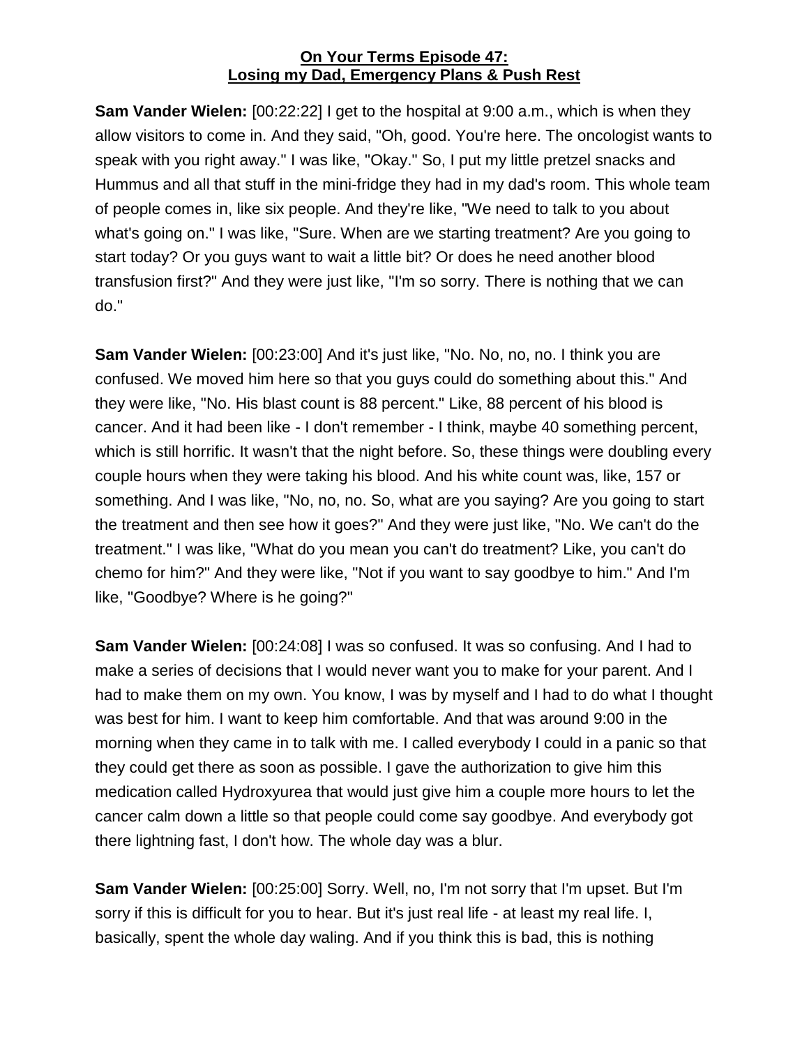**On Your Terms Episode 47:**
**Losing my Dad, Emergency Plans & Push Rest**

**Sam Vander Wielen:** [00:22:22] I get to the hospital at 9:00 a.m., which is when they allow visitors to come in. And they said, "Oh, good. You're here. The oncologist wants to speak with you right away." I was like, "Okay." So, I put my little pretzel snacks and Hummus and all that stuff in the mini-fridge they had in my dad's room. This whole team of people comes in, like six people. And they're like, "We need to talk to you about what's going on." I was like, "Sure. When are we starting treatment? Are you going to start today? Or you guys want to wait a little bit? Or does he need another blood transfusion first?" And they were just like, "I'm so sorry. There is nothing that we can do."

**Sam Vander Wielen:** [00:23:00] And it's just like, "No. No, no, no. I think you are confused. We moved him here so that you guys could do something about this." And they were like, "No. His blast count is 88 percent." Like, 88 percent of his blood is cancer. And it had been like - I don't remember - I think, maybe 40 something percent, which is still horrific. It wasn't that the night before. So, these things were doubling every couple hours when they were taking his blood. And his white count was, like, 157 or something. And I was like, "No, no, no. So, what are you saying? Are you going to start the treatment and then see how it goes?" And they were just like, "No. We can't do the treatment." I was like, "What do you mean you can't do treatment? Like, you can't do chemo for him?" And they were like, "Not if you want to say goodbye to him." And I'm like, "Goodbye? Where is he going?"

**Sam Vander Wielen:** [00:24:08] I was so confused. It was so confusing. And I had to make a series of decisions that I would never want you to make for your parent. And I had to make them on my own. You know, I was by myself and I had to do what I thought was best for him. I want to keep him comfortable. And that was around 9:00 in the morning when they came in to talk with me. I called everybody I could in a panic so that they could get there as soon as possible. I gave the authorization to give him this medication called Hydroxyurea that would just give him a couple more hours to let the cancer calm down a little so that people could come say goodbye. And everybody got there lightning fast, I don't how. The whole day was a blur.

**Sam Vander Wielen:** [00:25:00] Sorry. Well, no, I'm not sorry that I'm upset. But I'm sorry if this is difficult for you to hear. But it's just real life - at least my real life. I, basically, spent the whole day waling. And if you think this is bad, this is nothing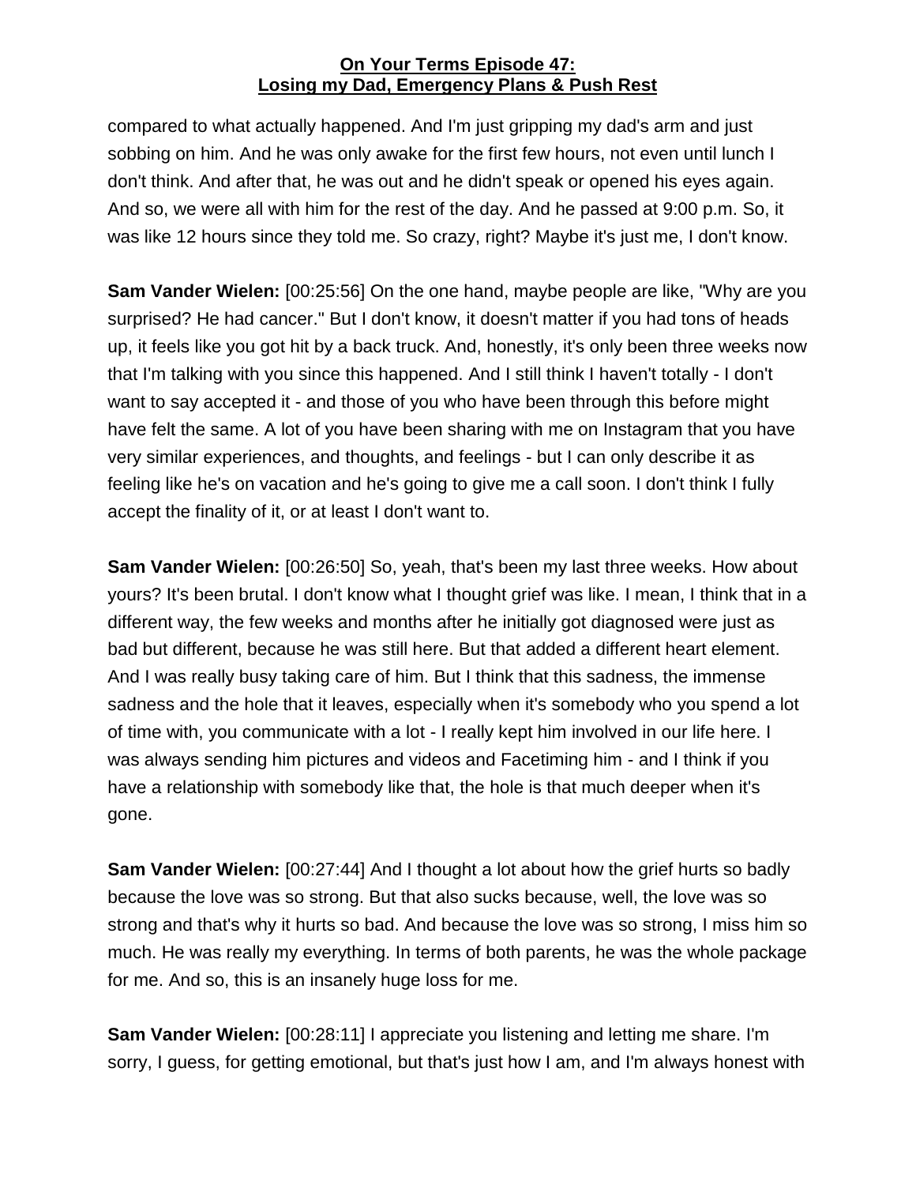compared to what actually happened. And I'm just gripping my dad's arm and just sobbing on him. And he was only awake for the first few hours, not even until lunch I don't think. And after that, he was out and he didn't speak or opened his eyes again. And so, we were all with him for the rest of the day. And he passed at 9:00 p.m. So, it was like 12 hours since they told me. So crazy, right? Maybe it's just me, I don't know.

**Sam Vander Wielen:** [00:25:56] On the one hand, maybe people are like, "Why are you surprised? He had cancer." But I don't know, it doesn't matter if you had tons of heads up, it feels like you got hit by a back truck. And, honestly, it's only been three weeks now that I'm talking with you since this happened. And I still think I haven't totally - I don't want to say accepted it - and those of you who have been through this before might have felt the same. A lot of you have been sharing with me on Instagram that you have very similar experiences, and thoughts, and feelings - but I can only describe it as feeling like he's on vacation and he's going to give me a call soon. I don't think I fully accept the finality of it, or at least I don't want to.

**Sam Vander Wielen:** [00:26:50] So, yeah, that's been my last three weeks. How about yours? It's been brutal. I don't know what I thought grief was like. I mean, I think that in a different way, the few weeks and months after he initially got diagnosed were just as bad but different, because he was still here. But that added a different heart element. And I was really busy taking care of him. But I think that this sadness, the immense sadness and the hole that it leaves, especially when it's somebody who you spend a lot of time with, you communicate with a lot - I really kept him involved in our life here. I was always sending him pictures and videos and Facetiming him - and I think if you have a relationship with somebody like that, the hole is that much deeper when it's gone.

**Sam Vander Wielen:** [00:27:44] And I thought a lot about how the grief hurts so badly because the love was so strong. But that also sucks because, well, the love was so strong and that's why it hurts so bad. And because the love was so strong, I miss him so much. He was really my everything. In terms of both parents, he was the whole package for me. And so, this is an insanely huge loss for me.

**Sam Vander Wielen:** [00:28:11] I appreciate you listening and letting me share. I'm sorry, I guess, for getting emotional, but that's just how I am, and I'm always honest with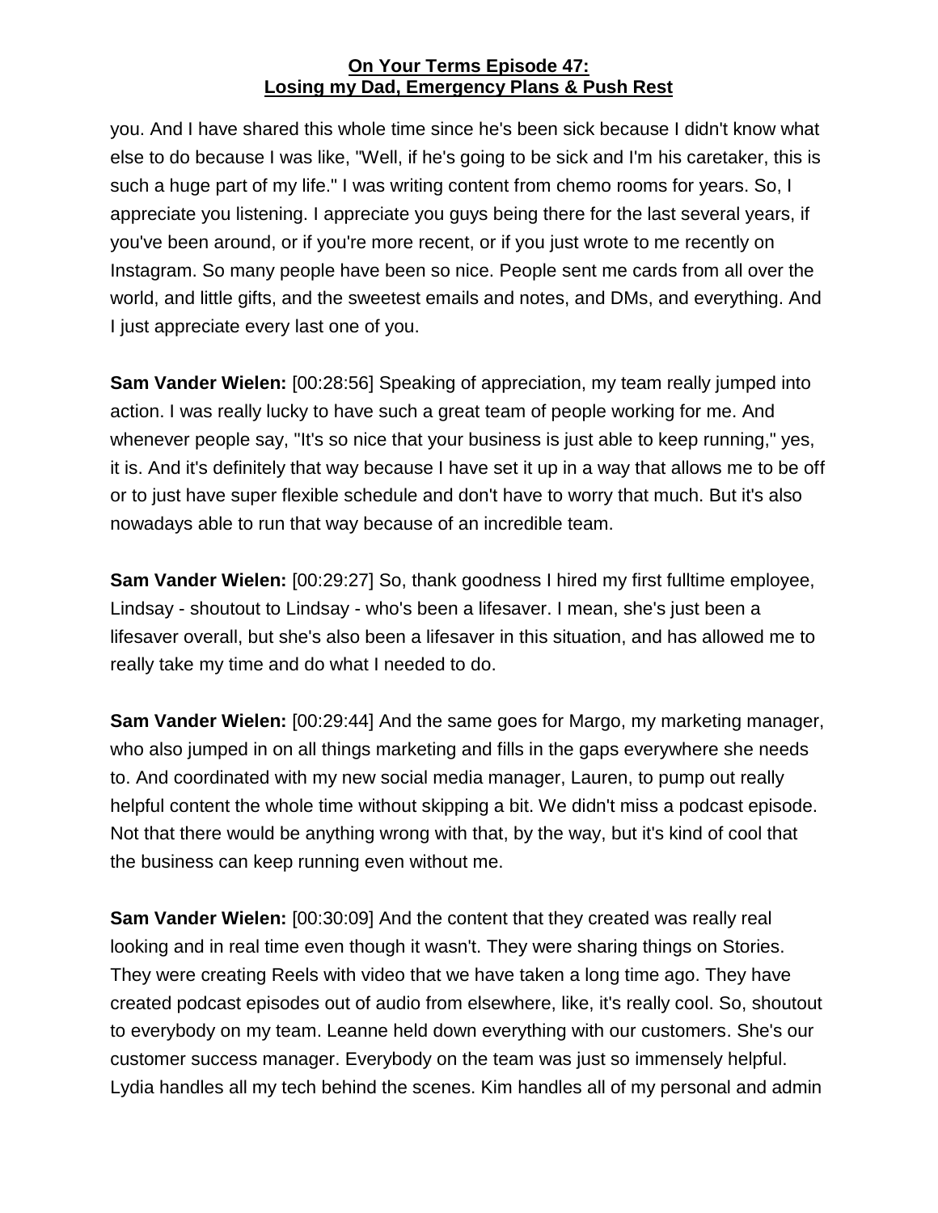you. And I have shared this whole time since he's been sick because I didn't know what else to do because I was like, "Well, if he's going to be sick and I'm his caretaker, this is such a huge part of my life." I was writing content from chemo rooms for years. So, I appreciate you listening. I appreciate you guys being there for the last several years, if you've been around, or if you're more recent, or if you just wrote to me recently on Instagram. So many people have been so nice. People sent me cards from all over the world, and little gifts, and the sweetest emails and notes, and DMs, and everything. And I just appreciate every last one of you.

**Sam Vander Wielen:** [00:28:56] Speaking of appreciation, my team really jumped into action. I was really lucky to have such a great team of people working for me. And whenever people say, "It's so nice that your business is just able to keep running," yes, it is. And it's definitely that way because I have set it up in a way that allows me to be off or to just have super flexible schedule and don't have to worry that much. But it's also nowadays able to run that way because of an incredible team.

**Sam Vander Wielen:** [00:29:27] So, thank goodness I hired my first fulltime employee, Lindsay - shoutout to Lindsay - who's been a lifesaver. I mean, she's just been a lifesaver overall, but she's also been a lifesaver in this situation, and has allowed me to really take my time and do what I needed to do.

**Sam Vander Wielen:** [00:29:44] And the same goes for Margo, my marketing manager, who also jumped in on all things marketing and fills in the gaps everywhere she needs to. And coordinated with my new social media manager, Lauren, to pump out really helpful content the whole time without skipping a bit. We didn't miss a podcast episode. Not that there would be anything wrong with that, by the way, but it's kind of cool that the business can keep running even without me.

**Sam Vander Wielen:** [00:30:09] And the content that they created was really real looking and in real time even though it wasn't. They were sharing things on Stories. They were creating Reels with video that we have taken a long time ago. They have created podcast episodes out of audio from elsewhere, like, it's really cool. So, shoutout to everybody on my team. Leanne held down everything with our customers. She's our customer success manager. Everybody on the team was just so immensely helpful. Lydia handles all my tech behind the scenes. Kim handles all of my personal and admin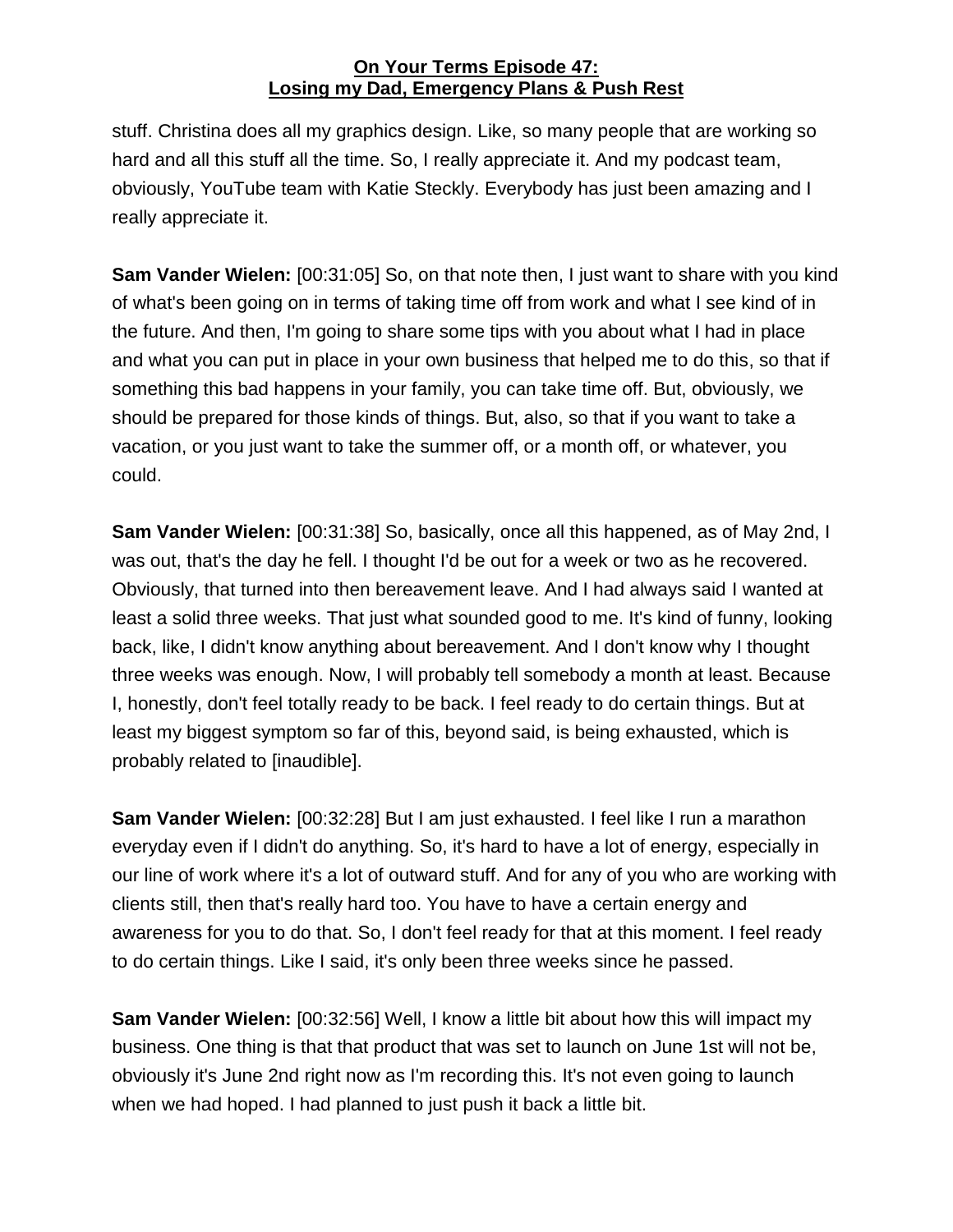stuff. Christina does all my graphics design. Like, so many people that are working so hard and all this stuff all the time. So, I really appreciate it. And my podcast team, obviously, YouTube team with Katie Steckly. Everybody has just been amazing and I really appreciate it.

**Sam Vander Wielen:** [00:31:05] So, on that note then, I just want to share with you kind of what's been going on in terms of taking time off from work and what I see kind of in the future. And then, I'm going to share some tips with you about what I had in place and what you can put in place in your own business that helped me to do this, so that if something this bad happens in your family, you can take time off. But, obviously, we should be prepared for those kinds of things. But, also, so that if you want to take a vacation, or you just want to take the summer off, or a month off, or whatever, you could.

**Sam Vander Wielen:** [00:31:38] So, basically, once all this happened, as of May 2nd, I was out, that's the day he fell. I thought I'd be out for a week or two as he recovered. Obviously, that turned into then bereavement leave. And I had always said I wanted at least a solid three weeks. That just what sounded good to me. It's kind of funny, looking back, like, I didn't know anything about bereavement. And I don't know why I thought three weeks was enough. Now, I will probably tell somebody a month at least. Because I, honestly, don't feel totally ready to be back. I feel ready to do certain things. But at least my biggest symptom so far of this, beyond said, is being exhausted, which is probably related to [inaudible].

**Sam Vander Wielen:** [00:32:28] But I am just exhausted. I feel like I run a marathon everyday even if I didn't do anything. So, it's hard to have a lot of energy, especially in our line of work where it's a lot of outward stuff. And for any of you who are working with clients still, then that's really hard too. You have to have a certain energy and awareness for you to do that. So, I don't feel ready for that at this moment. I feel ready to do certain things. Like I said, it's only been three weeks since he passed.

**Sam Vander Wielen:** [00:32:56] Well, I know a little bit about how this will impact my business. One thing is that that product that was set to launch on June 1st will not be, obviously it's June 2nd right now as I'm recording this. It's not even going to launch when we had hoped. I had planned to just push it back a little bit.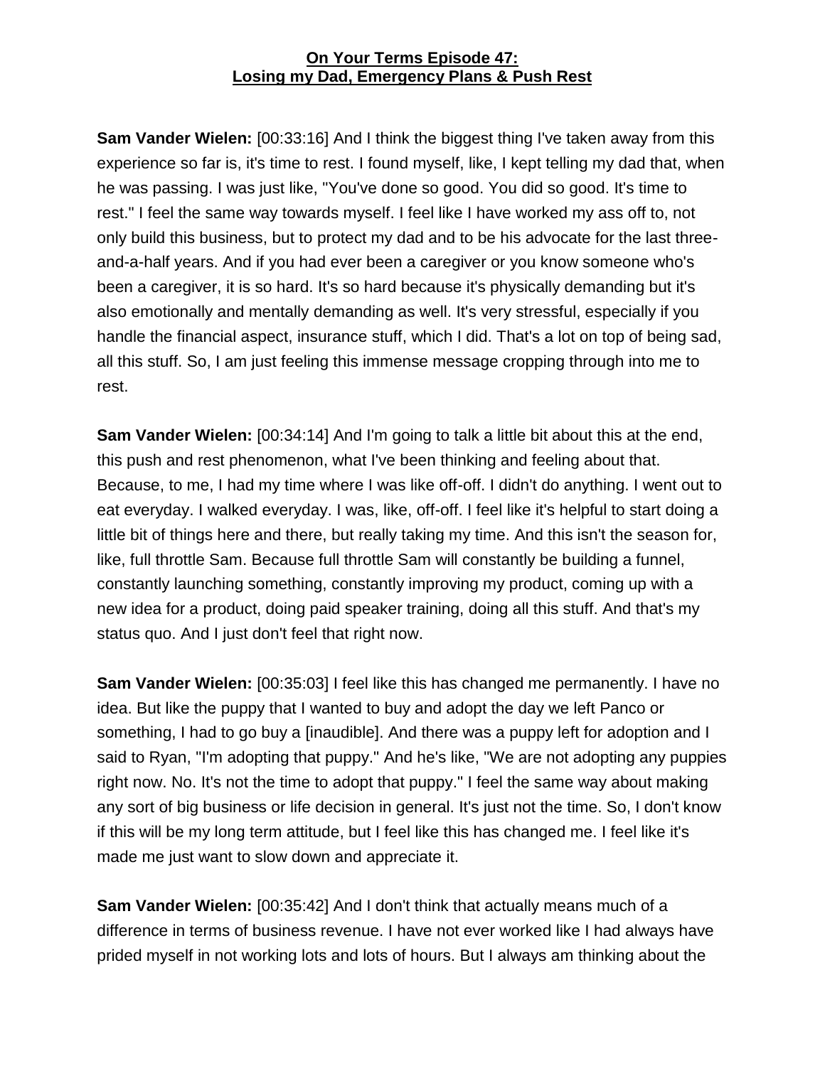**On Your Terms Episode 47:**
**Losing my Dad, Emergency Plans & Push Rest**

**Sam Vander Wielen:** [00:33:16] And I think the biggest thing I've taken away from this experience so far is, it's time to rest. I found myself, like, I kept telling my dad that, when he was passing. I was just like, "You've done so good. You did so good. It's time to rest." I feel the same way towards myself. I feel like I have worked my ass off to, not only build this business, but to protect my dad and to be his advocate for the last three-and-a-half years. And if you had ever been a caregiver or you know someone who's been a caregiver, it is so hard. It's so hard because it's physically demanding but it's also emotionally and mentally demanding as well. It's very stressful, especially if you handle the financial aspect, insurance stuff, which I did. That's a lot on top of being sad, all this stuff. So, I am just feeling this immense message cropping through into me to rest.

**Sam Vander Wielen:** [00:34:14] And I'm going to talk a little bit about this at the end, this push and rest phenomenon, what I've been thinking and feeling about that. Because, to me, I had my time where I was like off-off. I didn't do anything. I went out to eat everyday. I walked everyday. I was, like, off-off. I feel like it's helpful to start doing a little bit of things here and there, but really taking my time. And this isn't the season for, like, full throttle Sam. Because full throttle Sam will constantly be building a funnel, constantly launching something, constantly improving my product, coming up with a new idea for a product, doing paid speaker training, doing all this stuff. And that's my status quo. And I just don't feel that right now.

**Sam Vander Wielen:** [00:35:03] I feel like this has changed me permanently. I have no idea. But like the puppy that I wanted to buy and adopt the day we left Panco or something, I had to go buy a [inaudible]. And there was a puppy left for adoption and I said to Ryan, "I'm adopting that puppy." And he's like, "We are not adopting any puppies right now. No. It's not the time to adopt that puppy." I feel the same way about making any sort of big business or life decision in general. It's just not the time. So, I don't know if this will be my long term attitude, but I feel like this has changed me. I feel like it's made me just want to slow down and appreciate it.

**Sam Vander Wielen:** [00:35:42] And I don't think that actually means much of a difference in terms of business revenue. I have not ever worked like I had always have prided myself in not working lots and lots of hours. But I always am thinking about the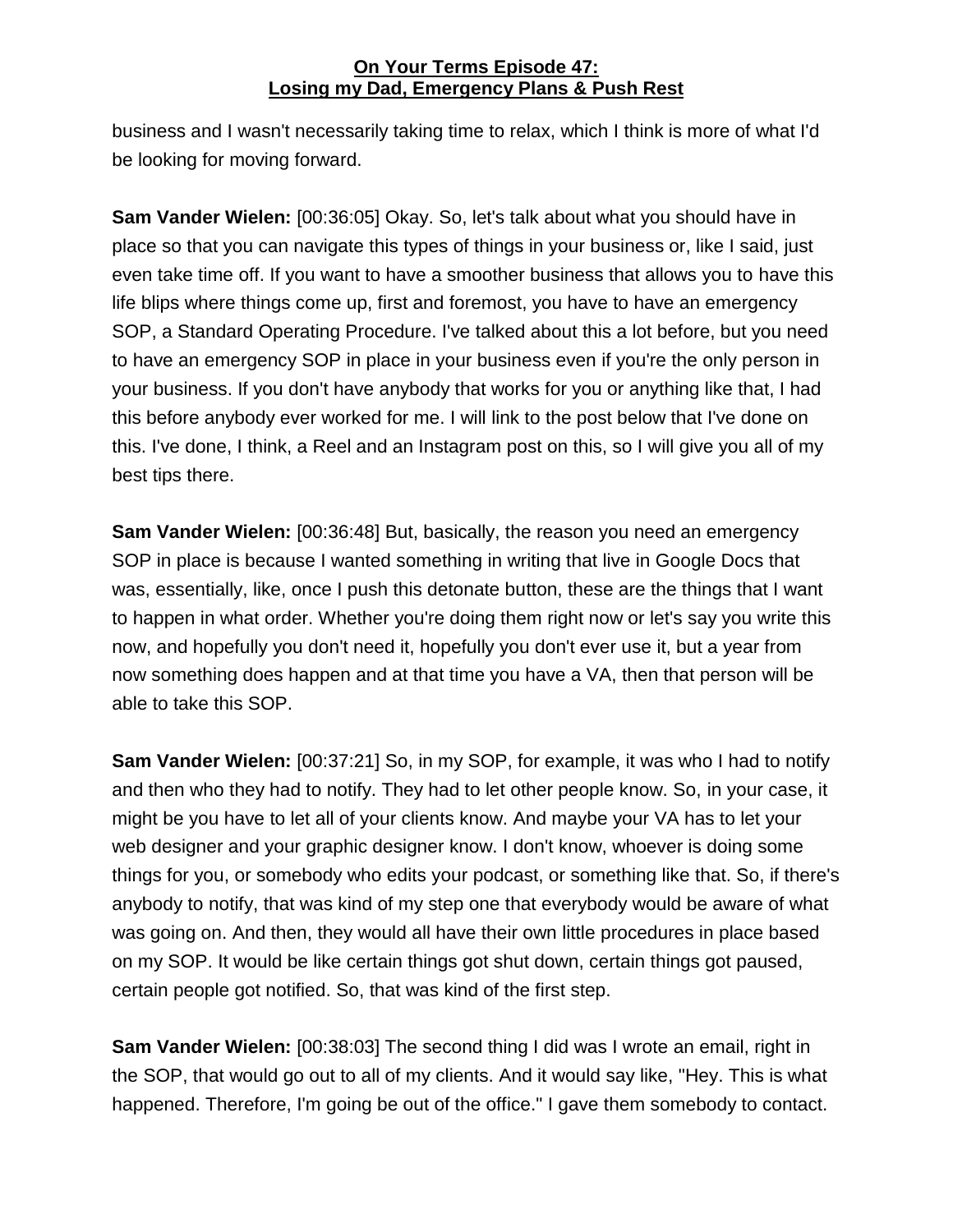business and I wasn't necessarily taking time to relax, which I think is more of what I'd be looking for moving forward.

**Sam Vander Wielen:** [00:36:05] Okay. So, let's talk about what you should have in place so that you can navigate this types of things in your business or, like I said, just even take time off. If you want to have a smoother business that allows you to have this life blips where things come up, first and foremost, you have to have an emergency SOP, a Standard Operating Procedure. I've talked about this a lot before, but you need to have an emergency SOP in place in your business even if you're the only person in your business. If you don't have anybody that works for you or anything like that, I had this before anybody ever worked for me. I will link to the post below that I've done on this. I've done, I think, a Reel and an Instagram post on this, so I will give you all of my best tips there.

**Sam Vander Wielen:** [00:36:48] But, basically, the reason you need an emergency SOP in place is because I wanted something in writing that live in Google Docs that was, essentially, like, once I push this detonate button, these are the things that I want to happen in what order. Whether you're doing them right now or let's say you write this now, and hopefully you don't need it, hopefully you don't ever use it, but a year from now something does happen and at that time you have a VA, then that person will be able to take this SOP.

**Sam Vander Wielen:** [00:37:21] So, in my SOP, for example, it was who I had to notify and then who they had to notify. They had to let other people know. So, in your case, it might be you have to let all of your clients know. And maybe your VA has to let your web designer and your graphic designer know. I don't know, whoever is doing some things for you, or somebody who edits your podcast, or something like that. So, if there's anybody to notify, that was kind of my step one that everybody would be aware of what was going on. And then, they would all have their own little procedures in place based on my SOP. It would be like certain things got shut down, certain things got paused, certain people got notified. So, that was kind of the first step.

**Sam Vander Wielen:** [00:38:03] The second thing I did was I wrote an email, right in the SOP, that would go out to all of my clients. And it would say like, "Hey. This is what happened. Therefore, I'm going be out of the office." I gave them somebody to contact.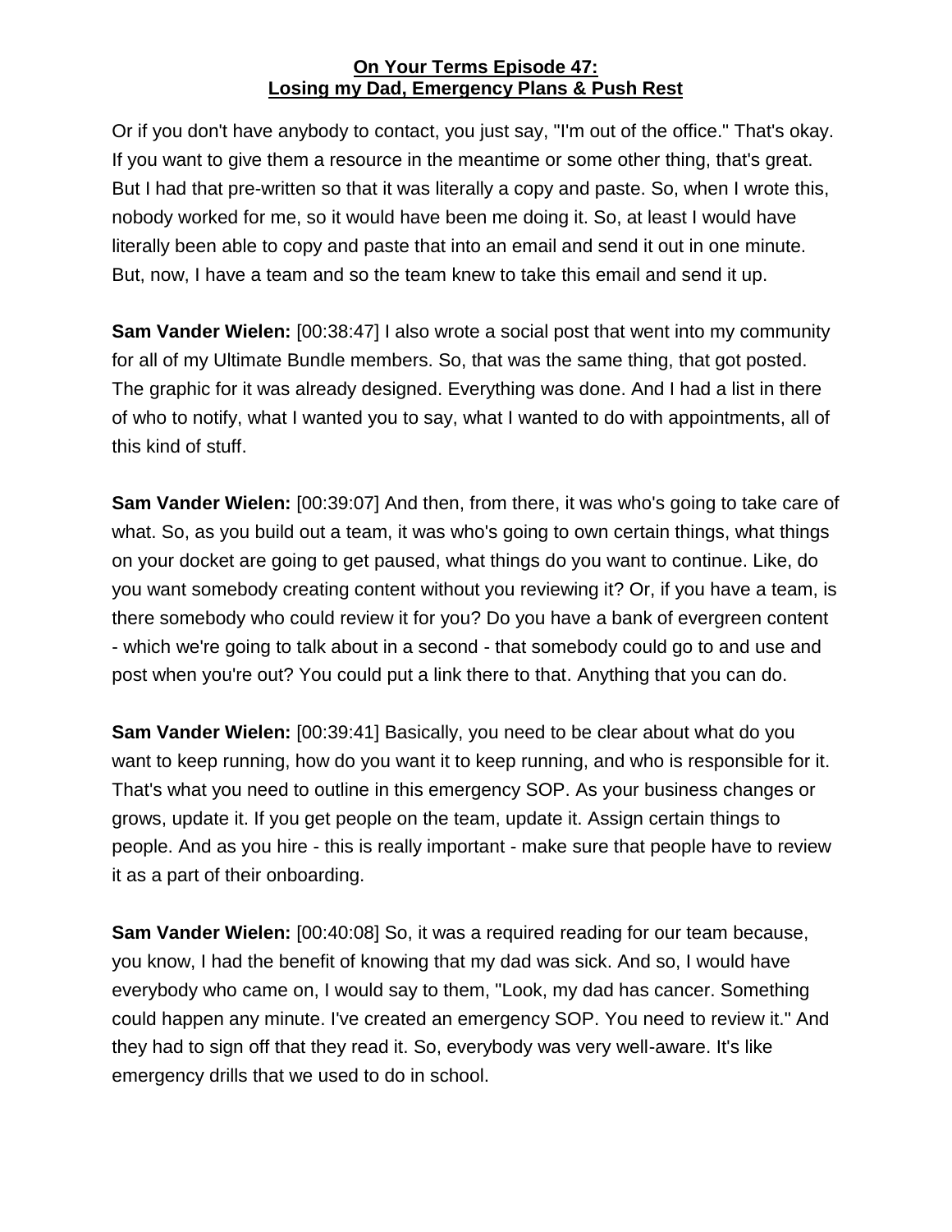Or if you don't have anybody to contact, you just say, "I'm out of the office." That's okay. If you want to give them a resource in the meantime or some other thing, that's great. But I had that pre-written so that it was literally a copy and paste. So, when I wrote this, nobody worked for me, so it would have been me doing it. So, at least I would have literally been able to copy and paste that into an email and send it out in one minute. But, now, I have a team and so the team knew to take this email and send it up.

**Sam Vander Wielen:** [00:38:47] I also wrote a social post that went into my community for all of my Ultimate Bundle members. So, that was the same thing, that got posted. The graphic for it was already designed. Everything was done. And I had a list in there of who to notify, what I wanted you to say, what I wanted to do with appointments, all of this kind of stuff.

**Sam Vander Wielen:** [00:39:07] And then, from there, it was who's going to take care of what. So, as you build out a team, it was who's going to own certain things, what things on your docket are going to get paused, what things do you want to continue. Like, do you want somebody creating content without you reviewing it? Or, if you have a team, is there somebody who could review it for you? Do you have a bank of evergreen content - which we're going to talk about in a second - that somebody could go to and use and post when you're out? You could put a link there to that. Anything that you can do.

**Sam Vander Wielen:** [00:39:41] Basically, you need to be clear about what do you want to keep running, how do you want it to keep running, and who is responsible for it. That's what you need to outline in this emergency SOP. As your business changes or grows, update it. If you get people on the team, update it. Assign certain things to people. And as you hire - this is really important - make sure that people have to review it as a part of their onboarding.

**Sam Vander Wielen:** [00:40:08] So, it was a required reading for our team because, you know, I had the benefit of knowing that my dad was sick. And so, I would have everybody who came on, I would say to them, "Look, my dad has cancer. Something could happen any minute. I've created an emergency SOP. You need to review it." And they had to sign off that they read it. So, everybody was very well-aware. It's like emergency drills that we used to do in school.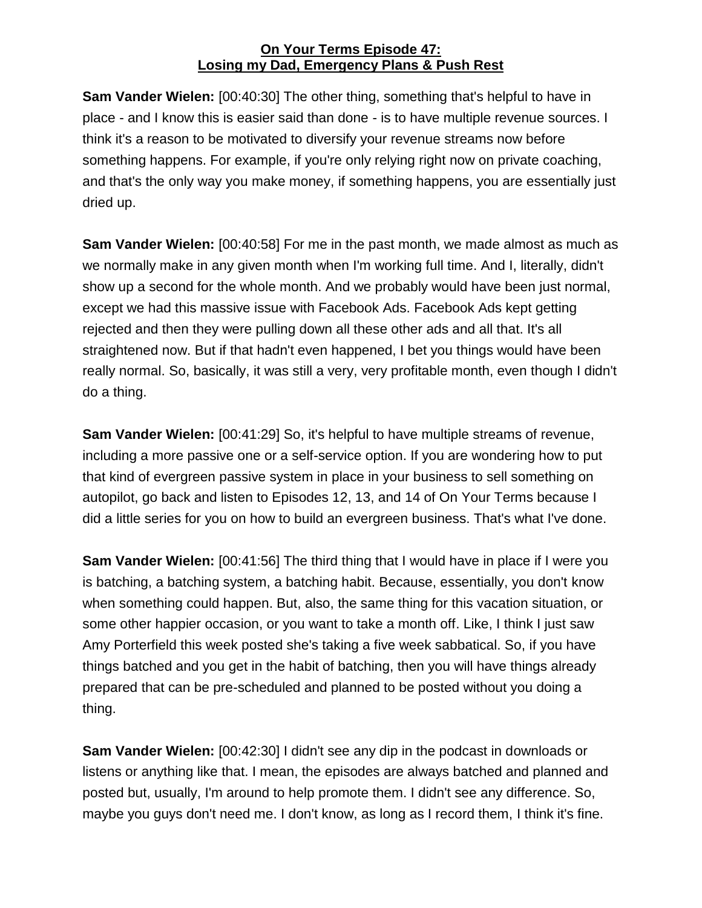**On Your Terms Episode 47:**
**Losing my Dad, Emergency Plans & Push Rest**

**Sam Vander Wielen:** [00:40:30] The other thing, something that's helpful to have in place - and I know this is easier said than done - is to have multiple revenue sources. I think it's a reason to be motivated to diversify your revenue streams now before something happens. For example, if you're only relying right now on private coaching, and that's the only way you make money, if something happens, you are essentially just dried up.

**Sam Vander Wielen:** [00:40:58] For me in the past month, we made almost as much as we normally make in any given month when I'm working full time. And I, literally, didn't show up a second for the whole month. And we probably would have been just normal, except we had this massive issue with Facebook Ads. Facebook Ads kept getting rejected and then they were pulling down all these other ads and all that. It's all straightened now. But if that hadn't even happened, I bet you things would have been really normal. So, basically, it was still a very, very profitable month, even though I didn't do a thing.

**Sam Vander Wielen:** [00:41:29] So, it's helpful to have multiple streams of revenue, including a more passive one or a self-service option. If you are wondering how to put that kind of evergreen passive system in place in your business to sell something on autopilot, go back and listen to Episodes 12, 13, and 14 of On Your Terms because I did a little series for you on how to build an evergreen business. That's what I've done.

**Sam Vander Wielen:** [00:41:56] The third thing that I would have in place if I were you is batching, a batching system, a batching habit. Because, essentially, you don't know when something could happen. But, also, the same thing for this vacation situation, or some other happier occasion, or you want to take a month off. Like, I think I just saw Amy Porterfield this week posted she's taking a five week sabbatical. So, if you have things batched and you get in the habit of batching, then you will have things already prepared that can be pre-scheduled and planned to be posted without you doing a thing.

**Sam Vander Wielen:** [00:42:30] I didn't see any dip in the podcast in downloads or listens or anything like that. I mean, the episodes are always batched and planned and posted but, usually, I'm around to help promote them. I didn't see any difference. So, maybe you guys don't need me. I don't know, as long as I record them, I think it's fine.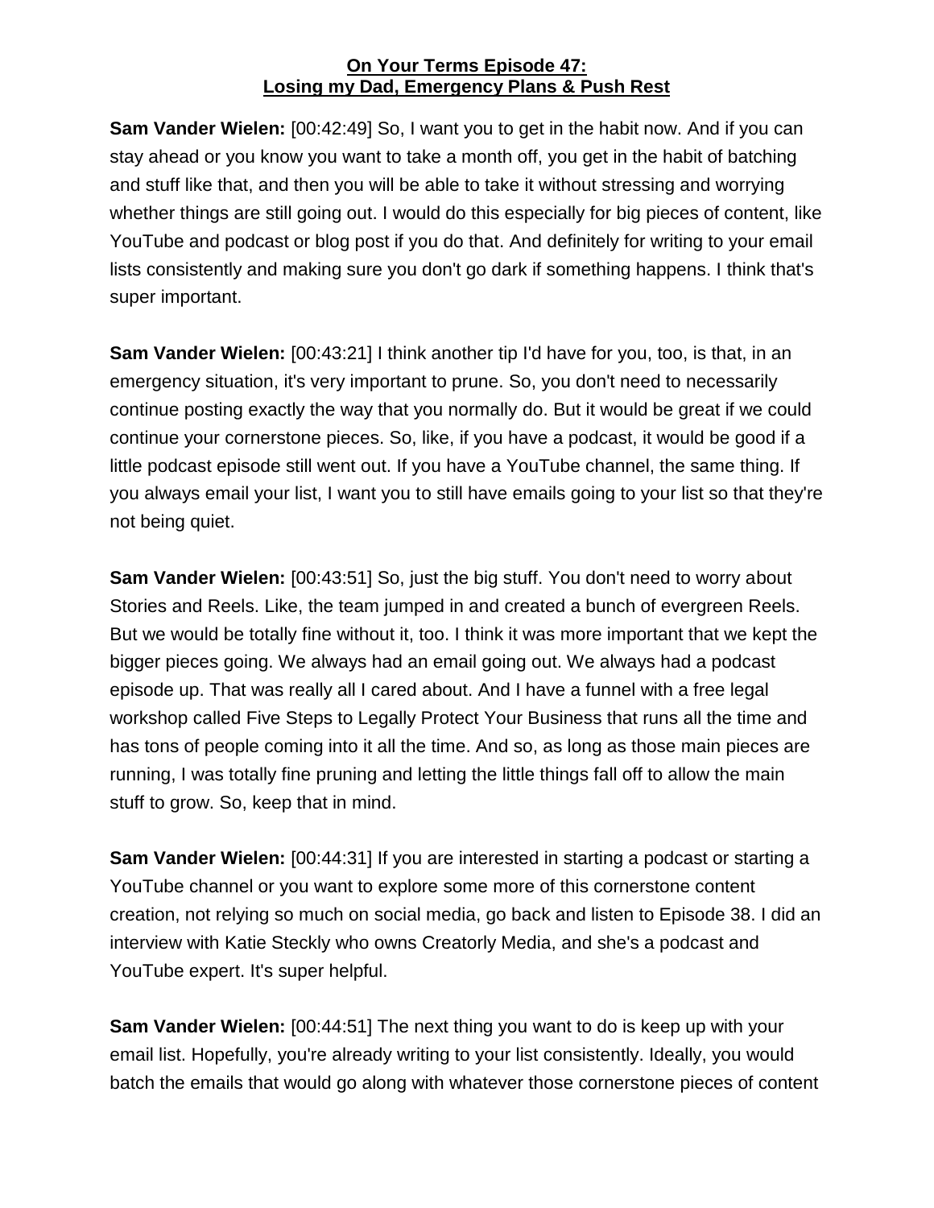**On Your Terms Episode 47: Losing my Dad, Emergency Plans & Push Rest**

**Sam Vander Wielen:** [00:42:49] So, I want you to get in the habit now. And if you can stay ahead or you know you want to take a month off, you get in the habit of batching and stuff like that, and then you will be able to take it without stressing and worrying whether things are still going out. I would do this especially for big pieces of content, like YouTube and podcast or blog post if you do that. And definitely for writing to your email lists consistently and making sure you don't go dark if something happens. I think that's super important.

**Sam Vander Wielen:** [00:43:21] I think another tip I'd have for you, too, is that, in an emergency situation, it's very important to prune. So, you don't need to necessarily continue posting exactly the way that you normally do. But it would be great if we could continue your cornerstone pieces. So, like, if you have a podcast, it would be good if a little podcast episode still went out. If you have a YouTube channel, the same thing. If you always email your list, I want you to still have emails going to your list so that they're not being quiet.

**Sam Vander Wielen:** [00:43:51] So, just the big stuff. You don't need to worry about Stories and Reels. Like, the team jumped in and created a bunch of evergreen Reels. But we would be totally fine without it, too. I think it was more important that we kept the bigger pieces going. We always had an email going out. We always had a podcast episode up. That was really all I cared about. And I have a funnel with a free legal workshop called Five Steps to Legally Protect Your Business that runs all the time and has tons of people coming into it all the time. And so, as long as those main pieces are running, I was totally fine pruning and letting the little things fall off to allow the main stuff to grow. So, keep that in mind.

**Sam Vander Wielen:** [00:44:31] If you are interested in starting a podcast or starting a YouTube channel or you want to explore some more of this cornerstone content creation, not relying so much on social media, go back and listen to Episode 38. I did an interview with Katie Steckly who owns Creatorly Media, and she's a podcast and YouTube expert. It's super helpful.

**Sam Vander Wielen:** [00:44:51] The next thing you want to do is keep up with your email list. Hopefully, you're already writing to your list consistently. Ideally, you would batch the emails that would go along with whatever those cornerstone pieces of content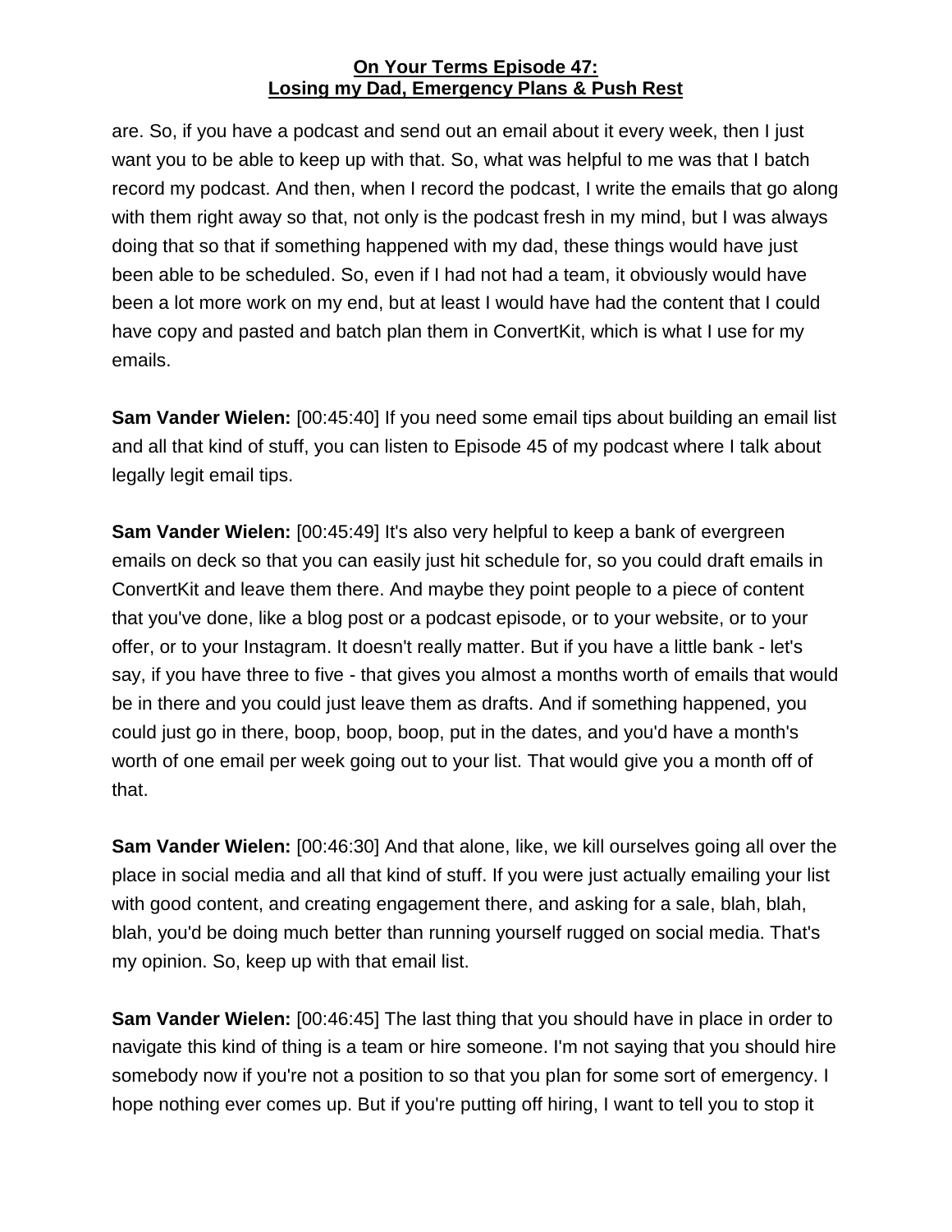are. So, if you have a podcast and send out an email about it every week, then I just want you to be able to keep up with that. So, what was helpful to me was that I batch record my podcast. And then, when I record the podcast, I write the emails that go along with them right away so that, not only is the podcast fresh in my mind, but I was always doing that so that if something happened with my dad, these things would have just been able to be scheduled. So, even if I had not had a team, it obviously would have been a lot more work on my end, but at least I would have had the content that I could have copy and pasted and batch plan them in ConvertKit, which is what I use for my emails.

**Sam Vander Wielen:** [00:45:40] If you need some email tips about building an email list and all that kind of stuff, you can listen to Episode 45 of my podcast where I talk about legally legit email tips.

**Sam Vander Wielen:** [00:45:49] It's also very helpful to keep a bank of evergreen emails on deck so that you can easily just hit schedule for, so you could draft emails in ConvertKit and leave them there. And maybe they point people to a piece of content that you've done, like a blog post or a podcast episode, or to your website, or to your offer, or to your Instagram. It doesn't really matter. But if you have a little bank - let's say, if you have three to five - that gives you almost a months worth of emails that would be in there and you could just leave them as drafts. And if something happened, you could just go in there, boop, boop, boop, put in the dates, and you'd have a month's worth of one email per week going out to your list. That would give you a month off of that.

**Sam Vander Wielen:** [00:46:30] And that alone, like, we kill ourselves going all over the place in social media and all that kind of stuff. If you were just actually emailing your list with good content, and creating engagement there, and asking for a sale, blah, blah, blah, you'd be doing much better than running yourself rugged on social media. That's my opinion. So, keep up with that email list.

**Sam Vander Wielen:** [00:46:45] The last thing that you should have in place in order to navigate this kind of thing is a team or hire someone. I'm not saying that you should hire somebody now if you're not a position to so that you plan for some sort of emergency. I hope nothing ever comes up. But if you're putting off hiring, I want to tell you to stop it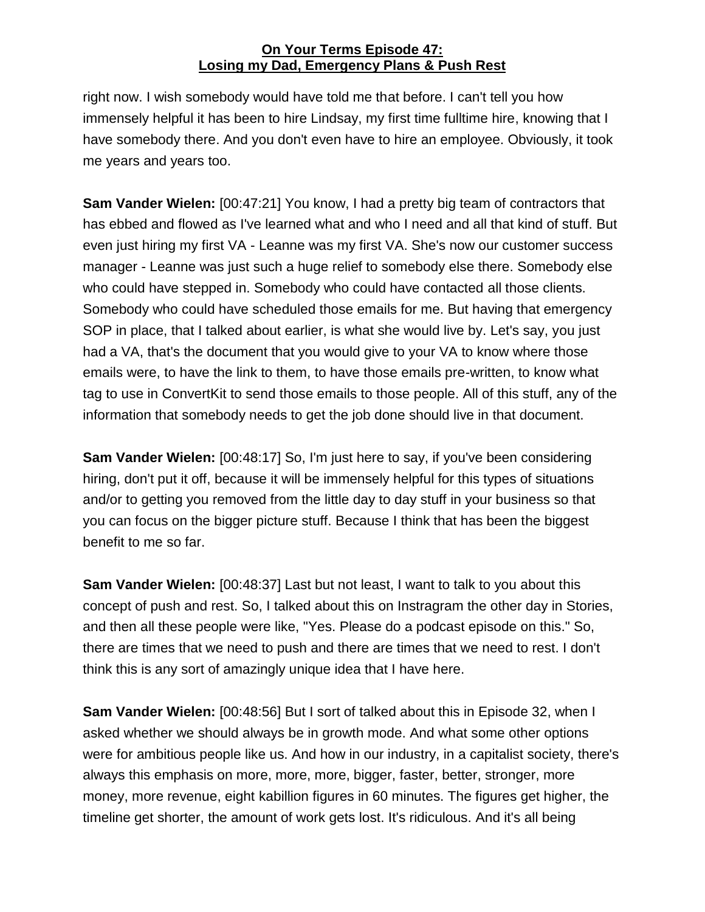right now. I wish somebody would have told me that before. I can't tell you how immensely helpful it has been to hire Lindsay, my first time fulltime hire, knowing that I have somebody there. And you don't even have to hire an employee. Obviously, it took me years and years too.

**Sam Vander Wielen:** [00:47:21] You know, I had a pretty big team of contractors that has ebbed and flowed as I've learned what and who I need and all that kind of stuff. But even just hiring my first VA - Leanne was my first VA. She's now our customer success manager - Leanne was just such a huge relief to somebody else there. Somebody else who could have stepped in. Somebody who could have contacted all those clients. Somebody who could have scheduled those emails for me. But having that emergency SOP in place, that I talked about earlier, is what she would live by. Let's say, you just had a VA, that's the document that you would give to your VA to know where those emails were, to have the link to them, to have those emails pre-written, to know what tag to use in ConvertKit to send those emails to those people. All of this stuff, any of the information that somebody needs to get the job done should live in that document.

**Sam Vander Wielen:** [00:48:17] So, I'm just here to say, if you've been considering hiring, don't put it off, because it will be immensely helpful for this types of situations and/or to getting you removed from the little day to day stuff in your business so that you can focus on the bigger picture stuff. Because I think that has been the biggest benefit to me so far.

**Sam Vander Wielen:** [00:48:37] Last but not least, I want to talk to you about this concept of push and rest. So, I talked about this on Instragram the other day in Stories, and then all these people were like, "Yes. Please do a podcast episode on this." So, there are times that we need to push and there are times that we need to rest. I don't think this is any sort of amazingly unique idea that I have here.

**Sam Vander Wielen:** [00:48:56] But I sort of talked about this in Episode 32, when I asked whether we should always be in growth mode. And what some other options were for ambitious people like us. And how in our industry, in a capitalist society, there's always this emphasis on more, more, more, bigger, faster, better, stronger, more money, more revenue, eight kabillion figures in 60 minutes. The figures get higher, the timeline get shorter, the amount of work gets lost. It's ridiculous. And it's all being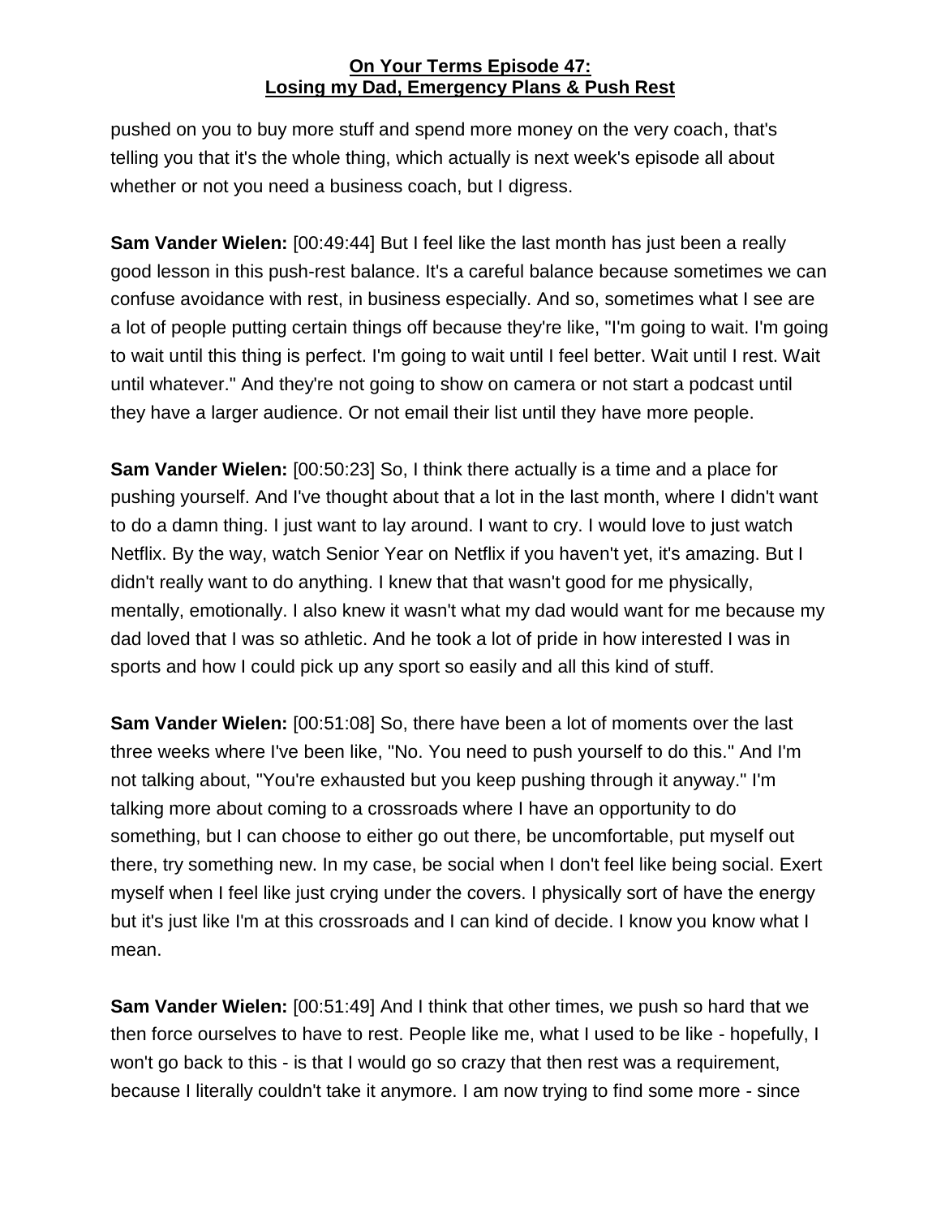pushed on you to buy more stuff and spend more money on the very coach, that's telling you that it's the whole thing, which actually is next week's episode all about whether or not you need a business coach, but I digress.

**Sam Vander Wielen:** [00:49:44] But I feel like the last month has just been a really good lesson in this push-rest balance. It's a careful balance because sometimes we can confuse avoidance with rest, in business especially. And so, sometimes what I see are a lot of people putting certain things off because they're like, "I'm going to wait. I'm going to wait until this thing is perfect. I'm going to wait until I feel better. Wait until I rest. Wait until whatever." And they're not going to show on camera or not start a podcast until they have a larger audience. Or not email their list until they have more people.

**Sam Vander Wielen:** [00:50:23] So, I think there actually is a time and a place for pushing yourself. And I've thought about that a lot in the last month, where I didn't want to do a damn thing. I just want to lay around. I want to cry. I would love to just watch Netflix. By the way, watch Senior Year on Netflix if you haven't yet, it's amazing. But I didn't really want to do anything. I knew that that wasn't good for me physically, mentally, emotionally. I also knew it wasn't what my dad would want for me because my dad loved that I was so athletic. And he took a lot of pride in how interested I was in sports and how I could pick up any sport so easily and all this kind of stuff.

**Sam Vander Wielen:** [00:51:08] So, there have been a lot of moments over the last three weeks where I've been like, "No. You need to push yourself to do this." And I'm not talking about, "You're exhausted but you keep pushing through it anyway." I'm talking more about coming to a crossroads where I have an opportunity to do something, but I can choose to either go out there, be uncomfortable, put myself out there, try something new. In my case, be social when I don't feel like being social. Exert myself when I feel like just crying under the covers. I physically sort of have the energy but it's just like I'm at this crossroads and I can kind of decide. I know you know what I mean.

**Sam Vander Wielen:** [00:51:49] And I think that other times, we push so hard that we then force ourselves to have to rest. People like me, what I used to be like - hopefully, I won't go back to this - is that I would go so crazy that then rest was a requirement, because I literally couldn't take it anymore. I am now trying to find some more - since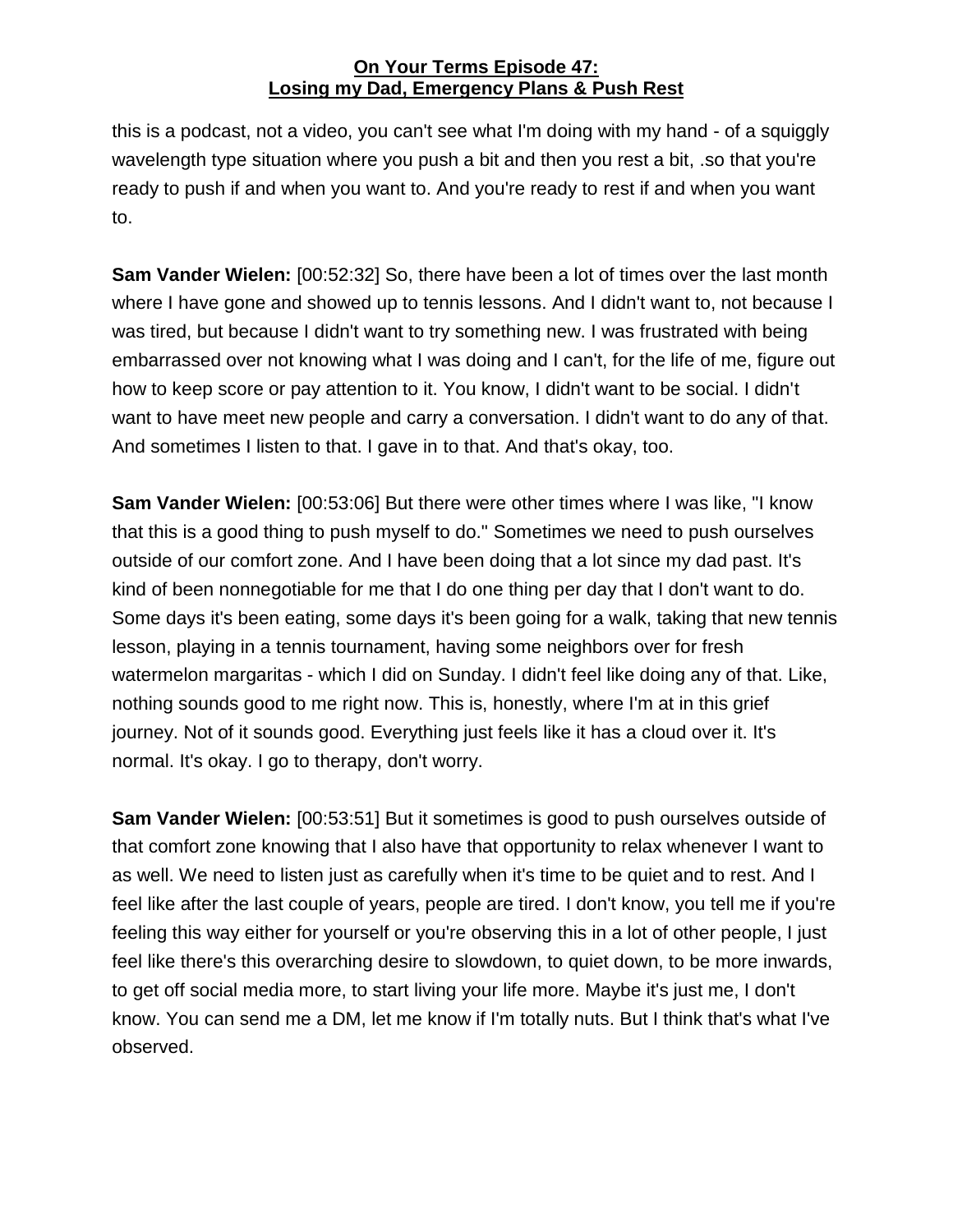this is a podcast, not a video, you can't see what I'm doing with my hand - of a squiggly wavelength type situation where you push a bit and then you rest a bit, .so that you're ready to push if and when you want to. And you're ready to rest if and when you want to.

**Sam Vander Wielen:** [00:52:32] So, there have been a lot of times over the last month where I have gone and showed up to tennis lessons. And I didn't want to, not because I was tired, but because I didn't want to try something new. I was frustrated with being embarrassed over not knowing what I was doing and I can't, for the life of me, figure out how to keep score or pay attention to it. You know, I didn't want to be social. I didn't want to have meet new people and carry a conversation. I didn't want to do any of that. And sometimes I listen to that. I gave in to that. And that's okay, too.

**Sam Vander Wielen:** [00:53:06] But there were other times where I was like, "I know that this is a good thing to push myself to do." Sometimes we need to push ourselves outside of our comfort zone. And I have been doing that a lot since my dad past. It's kind of been nonnegotiable for me that I do one thing per day that I don't want to do. Some days it's been eating, some days it's been going for a walk, taking that new tennis lesson, playing in a tennis tournament, having some neighbors over for fresh watermelon margaritas - which I did on Sunday. I didn't feel like doing any of that. Like, nothing sounds good to me right now. This is, honestly, where I'm at in this grief journey. Not of it sounds good. Everything just feels like it has a cloud over it. It's normal. It's okay. I go to therapy, don't worry.

**Sam Vander Wielen:** [00:53:51] But it sometimes is good to push ourselves outside of that comfort zone knowing that I also have that opportunity to relax whenever I want to as well. We need to listen just as carefully when it's time to be quiet and to rest. And I feel like after the last couple of years, people are tired. I don't know, you tell me if you're feeling this way either for yourself or you're observing this in a lot of other people, I just feel like there's this overarching desire to slowdown, to quiet down, to be more inwards, to get off social media more, to start living your life more. Maybe it's just me, I don't know. You can send me a DM, let me know if I'm totally nuts. But I think that's what I've observed.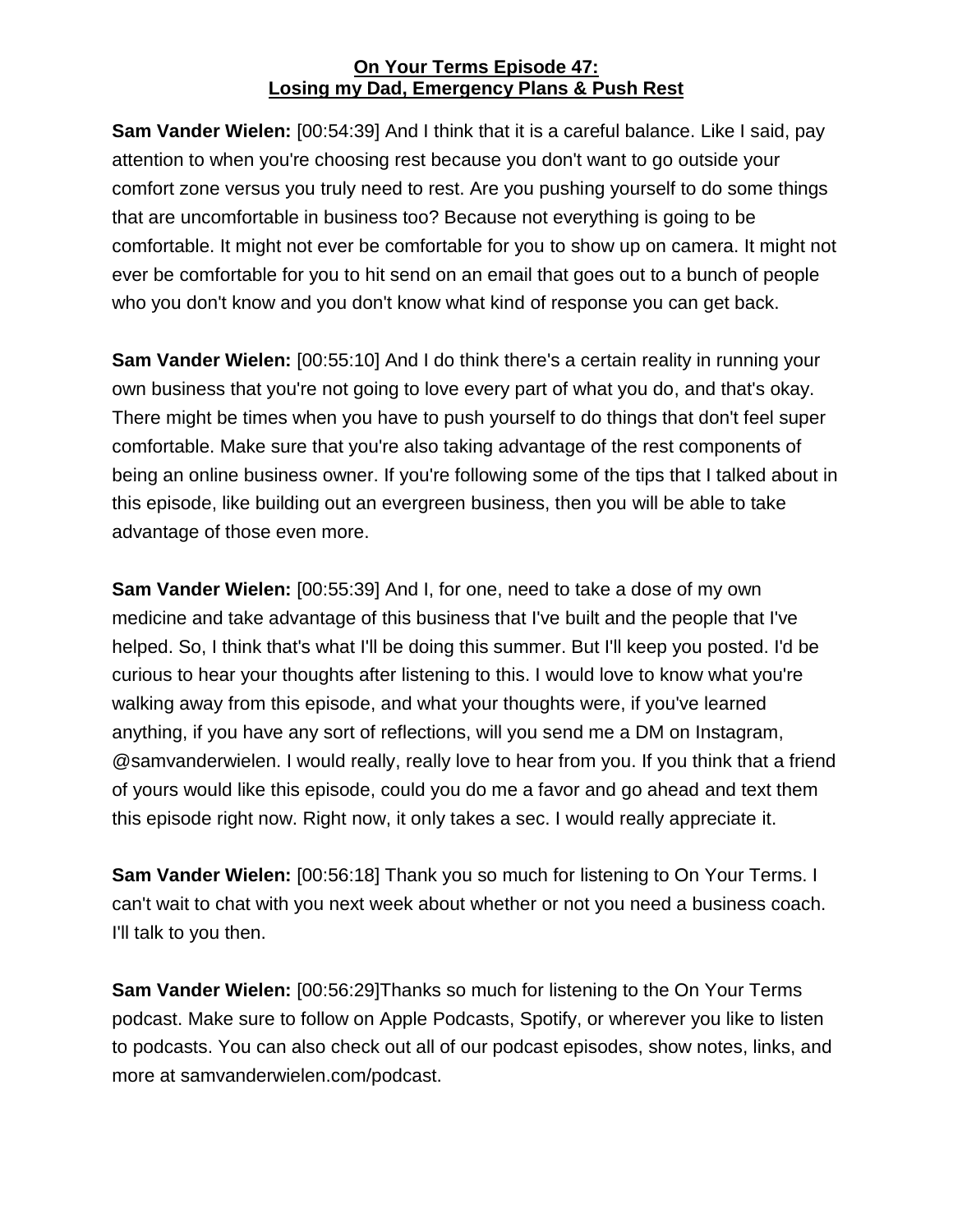**On Your Terms Episode 47: Losing my Dad, Emergency Plans & Push Rest**

**Sam Vander Wielen:** [00:54:39] And I think that it is a careful balance. Like I said, pay attention to when you're choosing rest because you don't want to go outside your comfort zone versus you truly need to rest. Are you pushing yourself to do some things that are uncomfortable in business too? Because not everything is going to be comfortable. It might not ever be comfortable for you to show up on camera. It might not ever be comfortable for you to hit send on an email that goes out to a bunch of people who you don't know and you don't know what kind of response you can get back.

**Sam Vander Wielen:** [00:55:10] And I do think there's a certain reality in running your own business that you're not going to love every part of what you do, and that's okay. There might be times when you have to push yourself to do things that don't feel super comfortable. Make sure that you're also taking advantage of the rest components of being an online business owner. If you're following some of the tips that I talked about in this episode, like building out an evergreen business, then you will be able to take advantage of those even more.

**Sam Vander Wielen:** [00:55:39] And I, for one, need to take a dose of my own medicine and take advantage of this business that I've built and the people that I've helped. So, I think that's what I'll be doing this summer. But I'll keep you posted. I'd be curious to hear your thoughts after listening to this. I would love to know what you're walking away from this episode, and what your thoughts were, if you've learned anything, if you have any sort of reflections, will you send me a DM on Instagram, @samvanderwielen. I would really, really love to hear from you. If you think that a friend of yours would like this episode, could you do me a favor and go ahead and text them this episode right now. Right now, it only takes a sec. I would really appreciate it.

**Sam Vander Wielen:** [00:56:18] Thank you so much for listening to On Your Terms. I can't wait to chat with you next week about whether or not you need a business coach. I'll talk to you then.

**Sam Vander Wielen:** [00:56:29]Thanks so much for listening to the On Your Terms podcast. Make sure to follow on Apple Podcasts, Spotify, or wherever you like to listen to podcasts. You can also check out all of our podcast episodes, show notes, links, and more at samvanderwielen.com/podcast.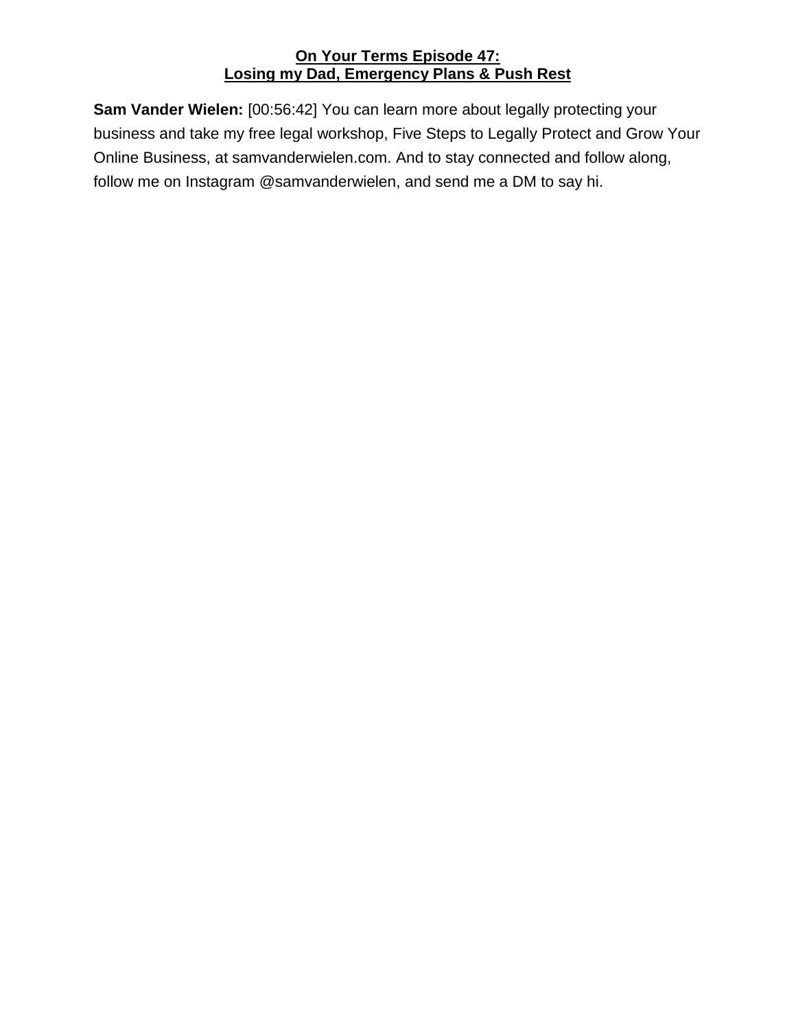**Sam Vander Wielen:** [00:56:42] You can learn more about legally protecting your business and take my free legal workshop, Five Steps to Legally Protect and Grow Your Online Business, at samvanderwielen.com. And to stay connected and follow along, follow me on Instagram @samvanderwielen, and send me a DM to say hi.